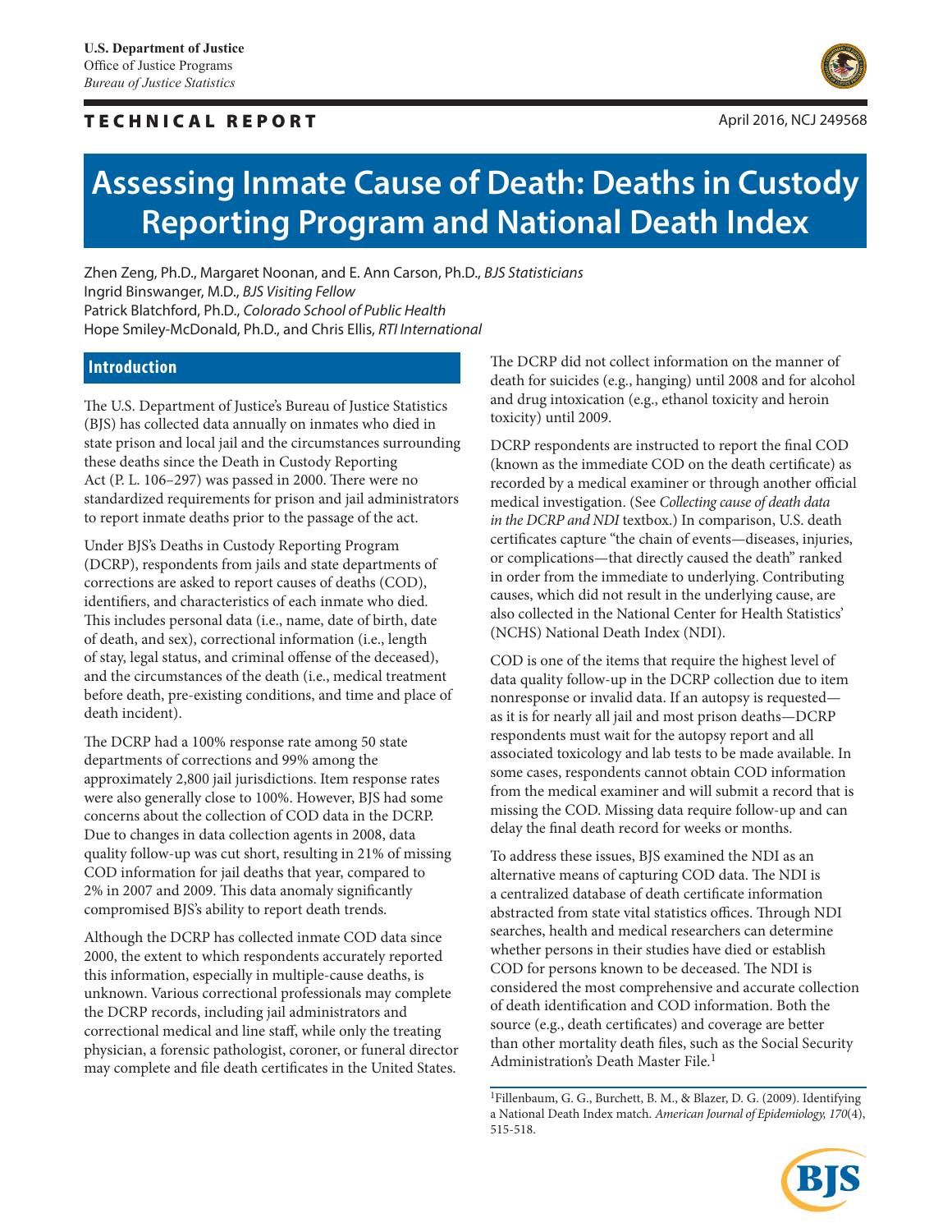U.S. Department of Justice
Office of Justice Programs
*Bureau of Justice Statistics*

**TECHNICAL REPORT**

April 2016, NCJ 249568

# Assessing Inmate Cause of Death: Deaths in Custody Reporting Program and National Death Index

Zhen Zeng, Ph.D., Margaret Noonan, and E. Ann Carson, Ph.D., *BJS Statisticians*
Ingrid Binswanger, M.D., *BJS Visiting Fellow*
Patrick Blatchford, Ph.D., *Colorado School of Public Health*
Hope Smiley-McDonald, Ph.D., and Chris Ellis, *RTI International*

## Introduction

The U.S. Department of Justice's Bureau of Justice Statistics (BJS) has collected data annually on inmates who died in state prison and local jail and the circumstances surrounding these deaths since the Death in Custody Reporting Act (P. L. 106–297) was passed in 2000. There were no standardized requirements for prison and jail administrators to report inmate deaths prior to the passage of the act.

Under BJS's Deaths in Custody Reporting Program (DCRP), respondents from jails and state departments of corrections are asked to report causes of deaths (COD), identifiers, and characteristics of each inmate who died. This includes personal data (i.e., name, date of birth, date of death, and sex), correctional information (i.e., length of stay, legal status, and criminal offense of the deceased), and the circumstances of the death (i.e., medical treatment before death, pre-existing conditions, and time and place of death incident).

The DCRP had a 100% response rate among 50 state departments of corrections and 99% among the approximately 2,800 jail jurisdictions. Item response rates were also generally close to 100%. However, BJS had some concerns about the collection of COD data in the DCRP. Due to changes in data collection agents in 2008, data quality follow-up was cut short, resulting in 21% of missing COD information for jail deaths that year, compared to 2% in 2007 and 2009. This data anomaly significantly compromised BJS's ability to report death trends.

Although the DCRP has collected inmate COD data since 2000, the extent to which respondents accurately reported this information, especially in multiple-cause deaths, is unknown. Various correctional professionals may complete the DCRP records, including jail administrators and correctional medical and line staff, while only the treating physician, a forensic pathologist, coroner, or funeral director may complete and file death certificates in the United States.

The DCRP did not collect information on the manner of death for suicides (e.g., hanging) until 2008 and for alcohol and drug intoxication (e.g., ethanol toxicity and heroin toxicity) until 2009.

DCRP respondents are instructed to report the final COD (known as the immediate COD on the death certificate) as recorded by a medical examiner or through another official medical investigation. (See *Collecting cause of death data in the DCRP and NDI* textbox.) In comparison, U.S. death certificates capture "the chain of events—diseases, injuries, or complications—that directly caused the death" ranked in order from the immediate to underlying. Contributing causes, which did not result in the underlying cause, are also collected in the National Center for Health Statistics' (NCHS) National Death Index (NDI).

COD is one of the items that require the highest level of data quality follow-up in the DCRP collection due to item nonresponse or invalid data. If an autopsy is requested—as it is for nearly all jail and most prison deaths—DCRP respondents must wait for the autopsy report and all associated toxicology and lab tests to be made available. In some cases, respondents cannot obtain COD information from the medical examiner and will submit a record that is missing the COD. Missing data require follow-up and can delay the final death record for weeks or months.

To address these issues, BJS examined the NDI as an alternative means of capturing COD data. The NDI is a centralized database of death certificate information abstracted from state vital statistics offices. Through NDI searches, health and medical researchers can determine whether persons in their studies have died or establish COD for persons known to be deceased. The NDI is considered the most comprehensive and accurate collection of death identification and COD information. Both the source (e.g., death certificates) and coverage are better than other mortality death files, such as the Social Security Administration's Death Master File.[1]

[1]Fillenbaum, G. G., Burchett, B. M., & Blazer, D. G. (2009). Identifying a National Death Index match. *American Journal of Epidemiology, 170*(4), 515-518.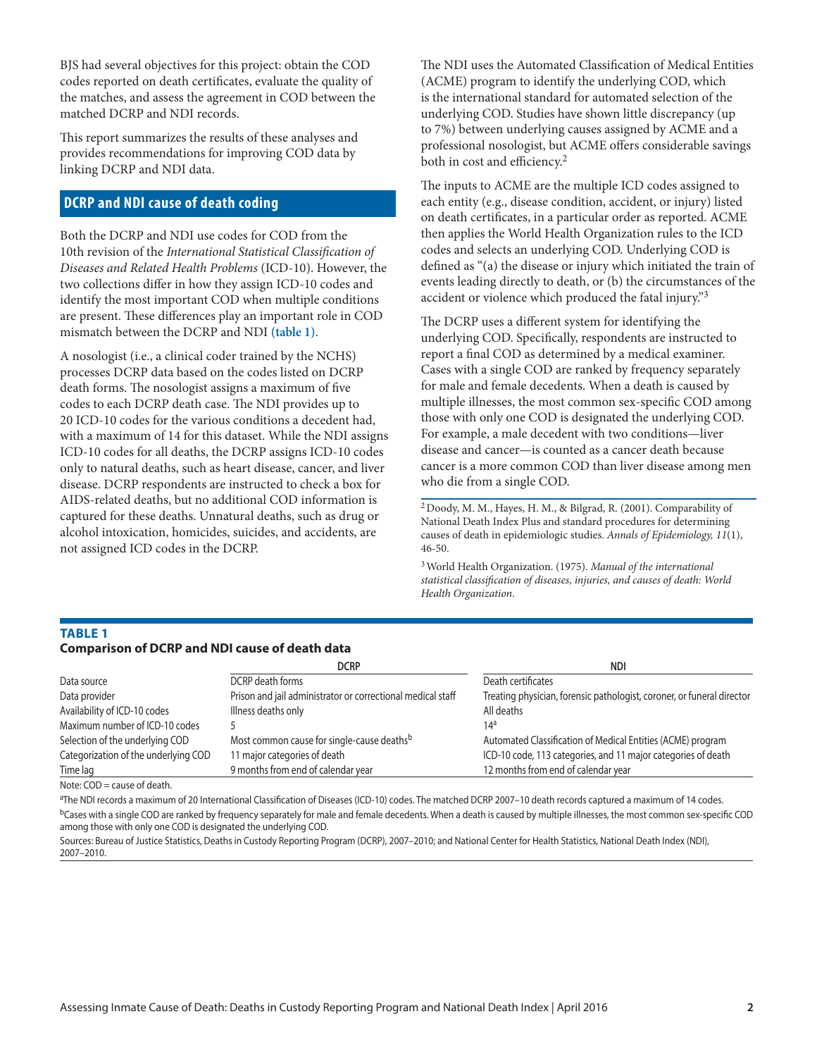BJS had several objectives for this project: obtain the COD codes reported on death certificates, evaluate the quality of the matches, and assess the agreement in COD between the matched DCRP and NDI records.

This report summarizes the results of these analyses and provides recommendations for improving COD data by linking DCRP and NDI data.

## DCRP and NDI cause of death coding

Both the DCRP and NDI use codes for COD from the 10th revision of the *International Statistical Classification of Diseases and Related Health Problems* (ICD-10). However, the two collections differ in how they assign ICD-10 codes and identify the most important COD when multiple conditions are present. These differences play an important role in COD mismatch between the DCRP and NDI **(table 1)**.

A nosologist (i.e., a clinical coder trained by the NCHS) processes DCRP data based on the codes listed on DCRP death forms. The nosologist assigns a maximum of five codes to each DCRP death case. The NDI provides up to 20 ICD-10 codes for the various conditions a decedent had, with a maximum of 14 for this dataset. While the NDI assigns ICD-10 codes for all deaths, the DCRP assigns ICD-10 codes only to natural deaths, such as heart disease, cancer, and liver disease. DCRP respondents are instructed to check a box for AIDS-related deaths, but no additional COD information is captured for these deaths. Unnatural deaths, such as drug or alcohol intoxication, homicides, suicides, and accidents, are not assigned ICD codes in the DCRP.

The NDI uses the Automated Classification of Medical Entities (ACME) program to identify the underlying COD, which is the international standard for automated selection of the underlying COD. Studies have shown little discrepancy (up to 7%) between underlying causes assigned by ACME and a professional nosologist, but ACME offers considerable savings both in cost and efficiency.[2]

The inputs to ACME are the multiple ICD codes assigned to each entity (e.g., disease condition, accident, or injury) listed on death certificates, in a particular order as reported. ACME then applies the World Health Organization rules to the ICD codes and selects an underlying COD. Underlying COD is defined as "(a) the disease or injury which initiated the train of events leading directly to death, or (b) the circumstances of the accident or violence which produced the fatal injury."[3]

The DCRP uses a different system for identifying the underlying COD. Specifically, respondents are instructed to report a final COD as determined by a medical examiner. Cases with a single COD are ranked by frequency separately for male and female decedents. When a death is caused by multiple illnesses, the most common sex-specific COD among those with only one COD is designated the underlying COD. For example, a male decedent with two conditions—liver disease and cancer—is counted as a cancer death because cancer is a more common COD than liver disease among men who die from a single COD.

[2] Doody, M. M., Hayes, H. M., & Bilgrad, R. (2001). Comparability of National Death Index Plus and standard procedures for determining causes of death in epidemiologic studies. *Annals of Epidemiology, 11*(1), 46-50.

[3] World Health Organization. (1975). *Manual of the international statistical classification of diseases, injuries, and causes of death: World Health Organization*.

**TABLE 1**
**Comparison of DCRP and NDI cause of death data**

| | DCRP | NDI |
|---|---|---|
| Data source | DCRP death forms | Death certificates |
| Data provider | Prison and jail administrator or correctional medical staff | Treating physician, forensic pathologist, coroner, or funeral director |
| Availability of ICD-10 codes | Illness deaths only | All deaths |
| Maximum number of ICD-10 codes | 5 | 14[a] |
| Selection of the underlying COD | Most common cause for single-cause deaths[b] | Automated Classification of Medical Entities (ACME) program |
| Categorization of the underlying COD | 11 major categories of death | ICD-10 code, 113 categories, and 11 major categories of death |
| Time lag | 9 months from end of calendar year | 12 months from end of calendar year |

Note: COD = cause of death.

[a]The NDI records a maximum of 20 International Classification of Diseases (ICD-10) codes. The matched DCRP 2007–10 death records captured a maximum of 14 codes.

[b]Cases with a single COD are ranked by frequency separately for male and female decedents. When a death is caused by multiple illnesses, the most common sex-specific COD among those with only one COD is designated the underlying COD.

Sources: Bureau of Justice Statistics, Deaths in Custody Reporting Program (DCRP), 2007–2010; and National Center for Health Statistics, National Death Index (NDI), 2007–2010.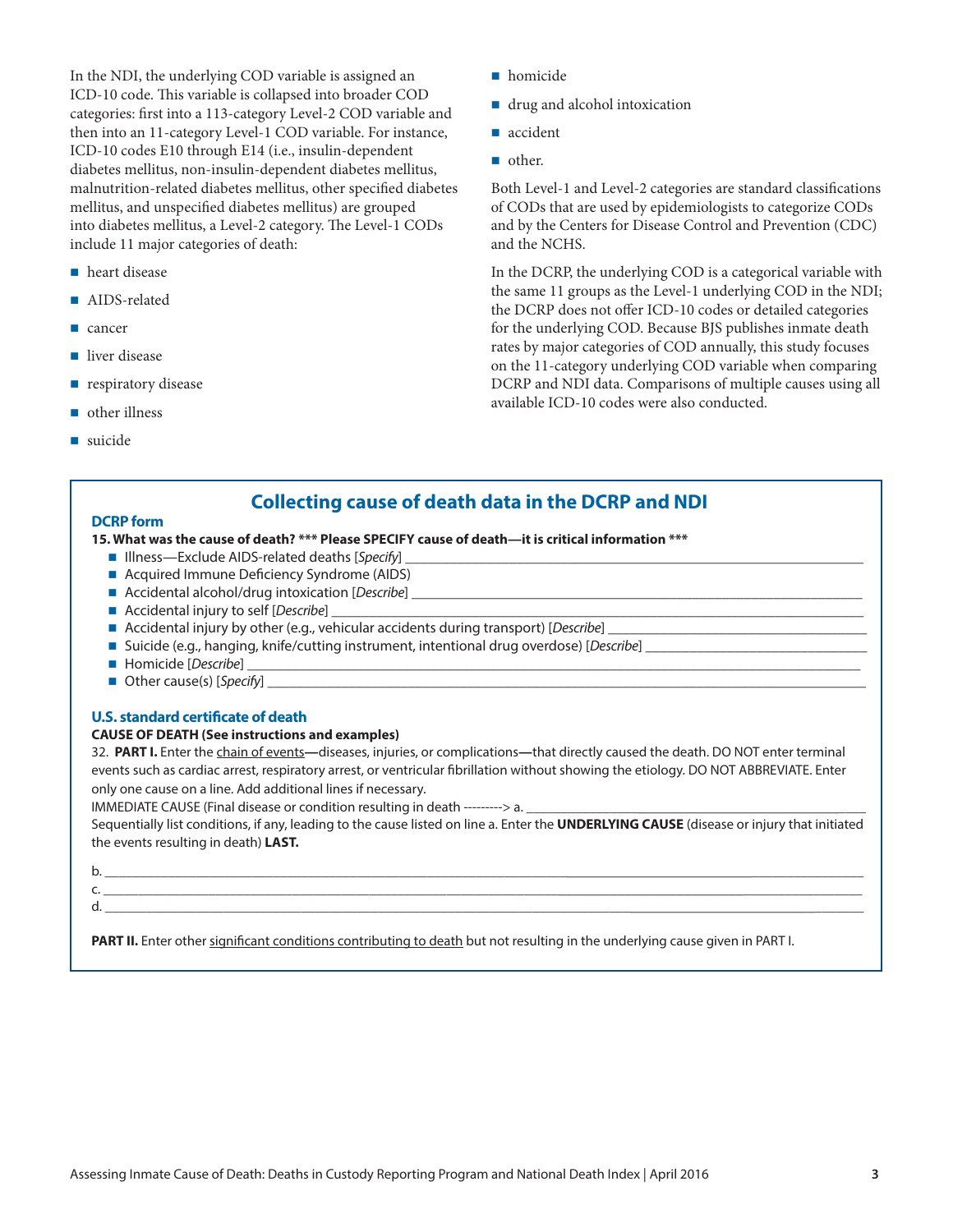In the NDI, the underlying COD variable is assigned an ICD-10 code. This variable is collapsed into broader COD categories: first into a 113-category Level-2 COD variable and then into an 11-category Level-1 COD variable. For instance, ICD-10 codes E10 through E14 (i.e., insulin-dependent diabetes mellitus, non-insulin-dependent diabetes mellitus, malnutrition-related diabetes mellitus, other specified diabetes mellitus, and unspecified diabetes mellitus) are grouped into diabetes mellitus, a Level-2 category. The Level-1 CODs include 11 major categories of death:

- heart disease
- AIDS-related
- cancer
- liver disease
- respiratory disease
- other illness
- suicide
- homicide
- drug and alcohol intoxication
- accident
- other.

Both Level-1 and Level-2 categories are standard classifications of CODs that are used by epidemiologists to categorize CODs and by the Centers for Disease Control and Prevention (CDC) and the NCHS.

In the DCRP, the underlying COD is a categorical variable with the same 11 groups as the Level-1 underlying COD in the NDI; the DCRP does not offer ICD-10 codes or detailed categories for the underlying COD. Because BJS publishes inmate death rates by major categories of COD annually, this study focuses on the 11-category underlying COD variable when comparing DCRP and NDI data. Comparisons of multiple causes using all available ICD-10 codes were also conducted.

## Collecting cause of death data in the DCRP and NDI

### DCRP form

**15. What was the cause of death? *** Please SPECIFY cause of death—it is critical information *****

- Illness—Exclude AIDS-related deaths [*Specify*] ____________________
- Acquired Immune Deficiency Syndrome (AIDS)
- Accidental alcohol/drug intoxication [*Describe*] ____________________
- Accidental injury to self [*Describe*] ____________________
- Accidental injury by other (e.g., vehicular accidents during transport) [*Describe*] ____________________
- Suicide (e.g., hanging, knife/cutting instrument, intentional drug overdose) [*Describe*] ____________________
- Homicide [*Describe*] ____________________
- Other cause(s) [*Specify*] ____________________

### U.S. standard certificate of death

**CAUSE OF DEATH (See instructions and examples)**

32. **PART I.** Enter the chain of events**—**diseases, injuries, or complications**—**that directly caused the death. DO NOT enter terminal events such as cardiac arrest, respiratory arrest, or ventricular fibrillation without showing the etiology. DO NOT ABBREVIATE. Enter only one cause on a line. Add additional lines if necessary.

IMMEDIATE CAUSE (Final disease or condition resulting in death ---------> a. ____________________

Sequentially list conditions, if any, leading to the cause listed on line a. Enter the **UNDERLYING CAUSE** (disease or injury that initiated the events resulting in death) **LAST.**

b. ____________________

c. ____________________

d. ____________________

**PART II.** Enter other significant conditions contributing to death but not resulting in the underlying cause given in PART I.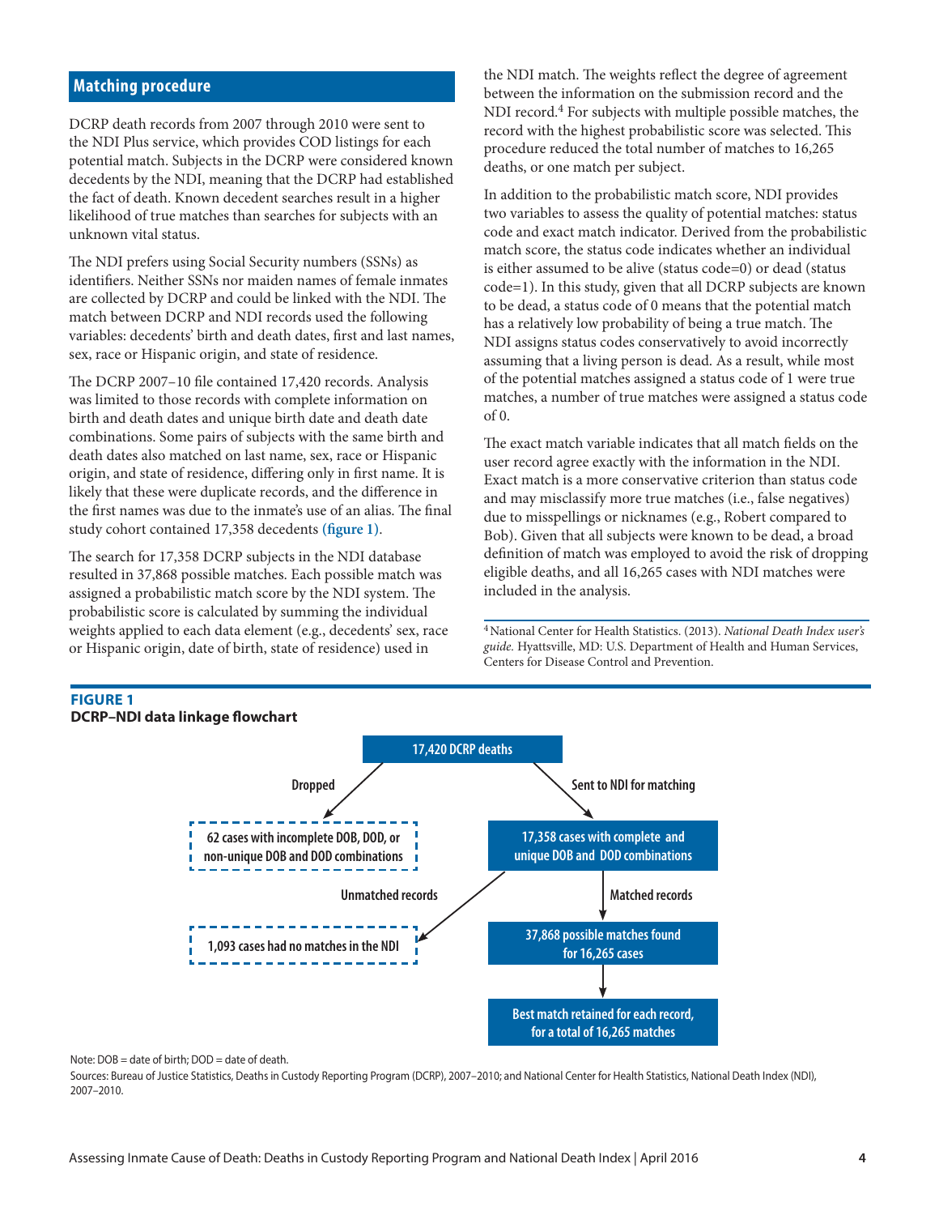## Matching procedure

DCRP death records from 2007 through 2010 were sent to the NDI Plus service, which provides COD listings for each potential match. Subjects in the DCRP were considered known decedents by the NDI, meaning that the DCRP had established the fact of death. Known decedent searches result in a higher likelihood of true matches than searches for subjects with an unknown vital status.

The NDI prefers using Social Security numbers (SSNs) as identifiers. Neither SSNs nor maiden names of female inmates are collected by DCRP and could be linked with the NDI. The match between DCRP and NDI records used the following variables: decedents' birth and death dates, first and last names, sex, race or Hispanic origin, and state of residence.

The DCRP 2007–10 file contained 17,420 records. Analysis was limited to those records with complete information on birth and death dates and unique birth date and death date combinations. Some pairs of subjects with the same birth and death dates also matched on last name, sex, race or Hispanic origin, and state of residence, differing only in first name. It is likely that these were duplicate records, and the difference in the first names was due to the inmate's use of an alias. The final study cohort contained 17,358 decedents **(figure 1)**.

The search for 17,358 DCRP subjects in the NDI database resulted in 37,868 possible matches. Each possible match was assigned a probabilistic match score by the NDI system. The probabilistic score is calculated by summing the individual weights applied to each data element (e.g., decedents' sex, race or Hispanic origin, date of birth, state of residence) used in the NDI match. The weights reflect the degree of agreement between the information on the submission record and the NDI record.[4] For subjects with multiple possible matches, the record with the highest probabilistic score was selected. This procedure reduced the total number of matches to 16,265 deaths, or one match per subject.

In addition to the probabilistic match score, NDI provides two variables to assess the quality of potential matches: status code and exact match indicator. Derived from the probabilistic match score, the status code indicates whether an individual is either assumed to be alive (status code=0) or dead (status code=1). In this study, given that all DCRP subjects are known to be dead, a status code of 0 means that the potential match has a relatively low probability of being a true match. The NDI assigns status codes conservatively to avoid incorrectly assuming that a living person is dead. As a result, while most of the potential matches assigned a status code of 1 were true matches, a number of true matches were assigned a status code of 0.

The exact match variable indicates that all match fields on the user record agree exactly with the information in the NDI. Exact match is a more conservative criterion than status code and may misclassify more true matches (i.e., false negatives) due to misspellings or nicknames (e.g., Robert compared to Bob). Given that all subjects were known to be dead, a broad definition of match was employed to avoid the risk of dropping eligible deaths, and all 16,265 cases with NDI matches were included in the analysis.

[4] National Center for Health Statistics. (2013). *National Death Index user's guide.* Hyattsville, MD: U.S. Department of Health and Human Services, Centers for Disease Control and Prevention.

**FIGURE 1**
**DCRP–NDI data linkage flowchart**

- 17,420 DCRP deaths
  - Dropped: 62 cases with incomplete DOB, DOD, or non-unique DOB and DOD combinations
  - Sent to NDI for matching: 17,358 cases with complete and unique DOB and DOD combinations
    - Unmatched records: 1,093 cases had no matches in the NDI
    - Matched records: 37,868 possible matches found for 16,265 cases
      - Best match retained for each record, for a total of 16,265 matches

Note: DOB = date of birth; DOD = date of death.

Sources: Bureau of Justice Statistics, Deaths in Custody Reporting Program (DCRP), 2007–2010; and National Center for Health Statistics, National Death Index (NDI), 2007–2010.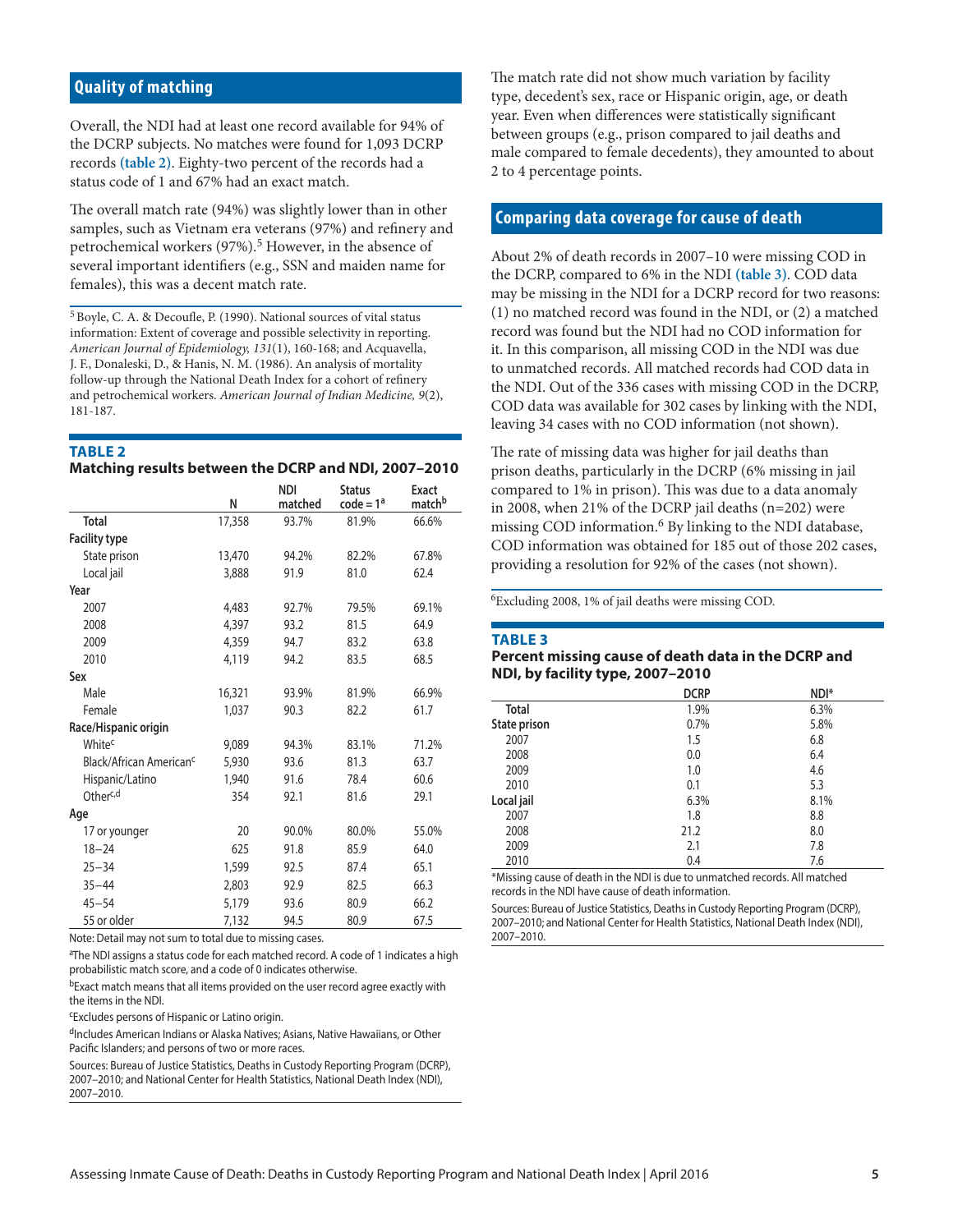## Quality of matching

Overall, the NDI had at least one record available for 94% of the DCRP subjects. No matches were found for 1,093 DCRP records (table 2). Eighty-two percent of the records had a status code of 1 and 67% had an exact match.

The overall match rate (94%) was slightly lower than in other samples, such as Vietnam era veterans (97%) and refinery and petrochemical workers (97%).[5] However, in the absence of several important identifiers (e.g., SSN and maiden name for females), this was a decent match rate.

[5] Boyle, C. A. & Decoufle, P. (1990). National sources of vital status information: Extent of coverage and possible selectivity in reporting. *American Journal of Epidemiology, 131*(1), 160-168; and Acquavella, J. F., Donaleski, D., & Hanis, N. M. (1986). An analysis of mortality follow-up through the National Death Index for a cohort of refinery and petrochemical workers. *American Journal of Indian Medicine, 9*(2), 181-187.

**TABLE 2**
**Matching results between the DCRP and NDI, 2007–2010**

| | N | NDI matched | Status code = 1[a] | Exact match[b] |
|---|---|---|---|---|
| Total | 17,358 | 93.7% | 81.9% | 66.6% |
| **Facility type** | | | | |
| State prison | 13,470 | 94.2% | 82.2% | 67.8% |
| Local jail | 3,888 | 91.9 | 81.0 | 62.4 |
| **Year** | | | | |
| 2007 | 4,483 | 92.7% | 79.5% | 69.1% |
| 2008 | 4,397 | 93.2 | 81.5 | 64.9 |
| 2009 | 4,359 | 94.7 | 83.2 | 63.8 |
| 2010 | 4,119 | 94.2 | 83.5 | 68.5 |
| **Sex** | | | | |
| Male | 16,321 | 93.9% | 81.9% | 66.9% |
| Female | 1,037 | 90.3 | 82.2 | 61.7 |
| **Race/Hispanic origin** | | | | |
| White[c] | 9,089 | 94.3% | 83.1% | 71.2% |
| Black/African American[c] | 5,930 | 93.6 | 81.3 | 63.7 |
| Hispanic/Latino | 1,940 | 91.6 | 78.4 | 60.6 |
| Other[c,d] | 354 | 92.1 | 81.6 | 29.1 |
| **Age** | | | | |
| 17 or younger | 20 | 90.0% | 80.0% | 55.0% |
| 18–24 | 625 | 91.8 | 85.9 | 64.0 |
| 25–34 | 1,599 | 92.5 | 87.4 | 65.1 |
| 35–44 | 2,803 | 92.9 | 82.5 | 66.3 |
| 45–54 | 5,179 | 93.6 | 80.9 | 66.2 |
| 55 or older | 7,132 | 94.5 | 80.9 | 67.5 |

Note: Detail may not sum to total due to missing cases.

[a]The NDI assigns a status code for each matched record. A code of 1 indicates a high probabilistic match score, and a code of 0 indicates otherwise.

[b]Exact match means that all items provided on the user record agree exactly with the items in the NDI.

[c]Excludes persons of Hispanic or Latino origin.

[d]Includes American Indians or Alaska Natives; Asians, Native Hawaiians, or Other Pacific Islanders; and persons of two or more races.

Sources: Bureau of Justice Statistics, Deaths in Custody Reporting Program (DCRP), 2007–2010; and National Center for Health Statistics, National Death Index (NDI), 2007–2010.

The match rate did not show much variation by facility type, decedent's sex, race or Hispanic origin, age, or death year. Even when differences were statistically significant between groups (e.g., prison compared to jail deaths and male compared to female decedents), they amounted to about 2 to 4 percentage points.

## Comparing data coverage for cause of death

About 2% of death records in 2007–10 were missing COD in the DCRP, compared to 6% in the NDI (table 3). COD data may be missing in the NDI for a DCRP record for two reasons: (1) no matched record was found in the NDI, or (2) a matched record was found but the NDI had no COD information for it. In this comparison, all missing COD in the NDI was due to unmatched records. All matched records had COD data in the NDI. Out of the 336 cases with missing COD in the DCRP, COD data was available for 302 cases by linking with the NDI, leaving 34 cases with no COD information (not shown).

The rate of missing data was higher for jail deaths than prison deaths, particularly in the DCRP (6% missing in jail compared to 1% in prison). This was due to a data anomaly in 2008, when 21% of the DCRP jail deaths (n=202) were missing COD information.[6] By linking to the NDI database, COD information was obtained for 185 out of those 202 cases, providing a resolution for 92% of the cases (not shown).

[6]Excluding 2008, 1% of jail deaths were missing COD.

**TABLE 3**
**Percent missing cause of death data in the DCRP and NDI, by facility type, 2007–2010**

| | DCRP | NDI* |
|---|---|---|
| **Total** | 1.9% | 6.3% |
| **State prison** | 0.7% | 5.8% |
| 2007 | 1.5 | 6.8 |
| 2008 | 0.0 | 6.4 |
| 2009 | 1.0 | 4.6 |
| 2010 | 0.1 | 5.3 |
| **Local jail** | 6.3% | 8.1% |
| 2007 | 1.8 | 8.8 |
| 2008 | 21.2 | 8.0 |
| 2009 | 2.1 | 7.8 |
| 2010 | 0.4 | 7.6 |

*Missing cause of death in the NDI is due to unmatched records. All matched records in the NDI have cause of death information.

Sources: Bureau of Justice Statistics, Deaths in Custody Reporting Program (DCRP), 2007–2010; and National Center for Health Statistics, National Death Index (NDI), 2007–2010.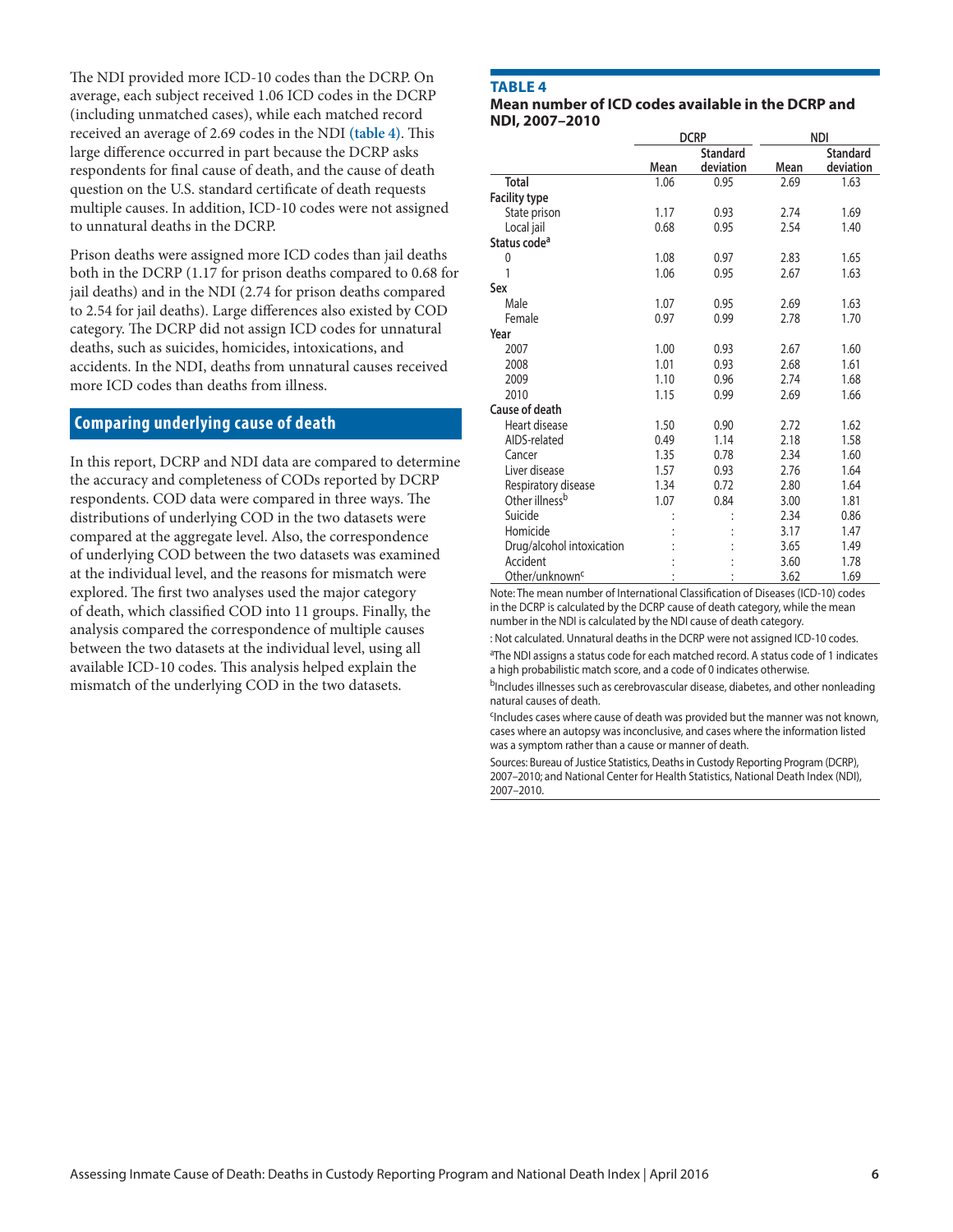The NDI provided more ICD-10 codes than the DCRP. On average, each subject received 1.06 ICD codes in the DCRP (including unmatched cases), while each matched record received an average of 2.69 codes in the NDI **(table 4)**. This large difference occurred in part because the DCRP asks respondents for final cause of death, and the cause of death question on the U.S. standard certificate of death requests multiple causes. In addition, ICD-10 codes were not assigned to unnatural deaths in the DCRP.

Prison deaths were assigned more ICD codes than jail deaths both in the DCRP (1.17 for prison deaths compared to 0.68 for jail deaths) and in the NDI (2.74 for prison deaths compared to 2.54 for jail deaths). Large differences also existed by COD category. The DCRP did not assign ICD codes for unnatural deaths, such as suicides, homicides, intoxications, and accidents. In the NDI, deaths from unnatural causes received more ICD codes than deaths from illness.

## Comparing underlying cause of death

In this report, DCRP and NDI data are compared to determine the accuracy and completeness of CODs reported by DCRP respondents. COD data were compared in three ways. The distributions of underlying COD in the two datasets were compared at the aggregate level. Also, the correspondence of underlying COD between the two datasets was examined at the individual level, and the reasons for mismatch were explored. The first two analyses used the major category of death, which classified COD into 11 groups. Finally, the analysis compared the correspondence of multiple causes between the two datasets at the individual level, using all available ICD-10 codes. This analysis helped explain the mismatch of the underlying COD in the two datasets.

**TABLE 4**
**Mean number of ICD codes available in the DCRP and NDI, 2007–2010**

| | DCRP | | NDI | |
|---|---|---|---|---|
| | Mean | Standard deviation | Mean | Standard deviation |
| **Total** | 1.06 | 0.95 | 2.69 | 1.63 |
| **Facility type** | | | | |
| State prison | 1.17 | 0.93 | 2.74 | 1.69 |
| Local jail | 0.68 | 0.95 | 2.54 | 1.40 |
| **Status code**[a] | | | | |
| 0 | 1.08 | 0.97 | 2.83 | 1.65 |
| 1 | 1.06 | 0.95 | 2.67 | 1.63 |
| **Sex** | | | | |
| Male | 1.07 | 0.95 | 2.69 | 1.63 |
| Female | 0.97 | 0.99 | 2.78 | 1.70 |
| **Year** | | | | |
| 2007 | 1.00 | 0.93 | 2.67 | 1.60 |
| 2008 | 1.01 | 0.93 | 2.68 | 1.61 |
| 2009 | 1.10 | 0.96 | 2.74 | 1.68 |
| 2010 | 1.15 | 0.99 | 2.69 | 1.66 |
| **Cause of death** | | | | |
| Heart disease | 1.50 | 0.90 | 2.72 | 1.62 |
| AIDS-related | 0.49 | 1.14 | 2.18 | 1.58 |
| Cancer | 1.35 | 0.78 | 2.34 | 1.60 |
| Liver disease | 1.57 | 0.93 | 2.76 | 1.64 |
| Respiratory disease | 1.34 | 0.72 | 2.80 | 1.64 |
| Other illness[b] | 1.07 | 0.84 | 3.00 | 1.81 |
| Suicide | : | : | 2.34 | 0.86 |
| Homicide | : | : | 3.17 | 1.47 |
| Drug/alcohol intoxication | : | : | 3.65 | 1.49 |
| Accident | : | : | 3.60 | 1.78 |
| Other/unknown[c] | : | : | 3.62 | 1.69 |

Note: The mean number of International Classification of Diseases (ICD-10) codes in the DCRP is calculated by the DCRP cause of death category, while the mean number in the NDI is calculated by the NDI cause of death category.

: Not calculated. Unnatural deaths in the DCRP were not assigned ICD-10 codes.

[a]The NDI assigns a status code for each matched record. A status code of 1 indicates a high probabilistic match score, and a code of 0 indicates otherwise.

[b]Includes illnesses such as cerebrovascular disease, diabetes, and other nonleading natural causes of death.

[c]Includes cases where cause of death was provided but the manner was not known, cases where an autopsy was inconclusive, and cases where the information listed was a symptom rather than a cause or manner of death.

Sources: Bureau of Justice Statistics, Deaths in Custody Reporting Program (DCRP), 2007–2010; and National Center for Health Statistics, National Death Index (NDI), 2007–2010.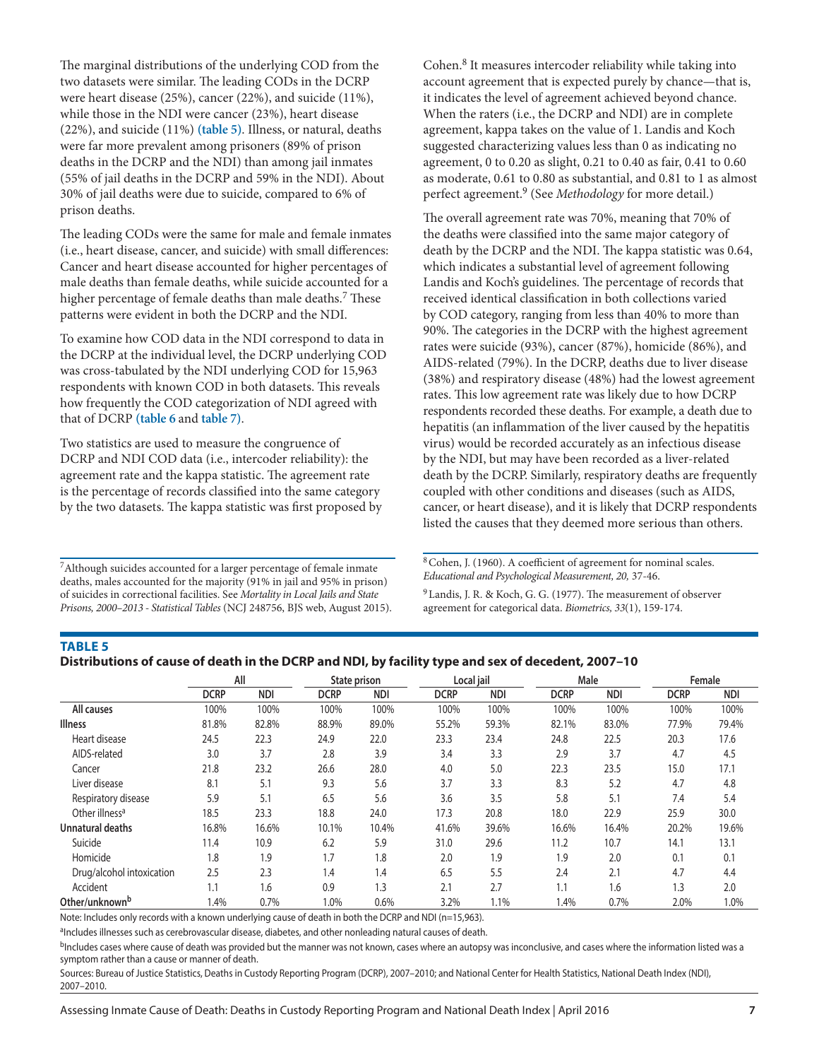The marginal distributions of the underlying COD from the two datasets were similar. The leading CODs in the DCRP were heart disease (25%), cancer (22%), and suicide (11%), while those in the NDI were cancer (23%), heart disease (22%), and suicide (11%) **(table 5)**. Illness, or natural, deaths were far more prevalent among prisoners (89% of prison deaths in the DCRP and the NDI) than among jail inmates (55% of jail deaths in the DCRP and 59% in the NDI). About 30% of jail deaths were due to suicide, compared to 6% of prison deaths.

The leading CODs were the same for male and female inmates (i.e., heart disease, cancer, and suicide) with small differences: Cancer and heart disease accounted for higher percentages of male deaths than female deaths, while suicide accounted for a higher percentage of female deaths than male deaths.[7] These patterns were evident in both the DCRP and the NDI.

To examine how COD data in the NDI correspond to data in the DCRP at the individual level, the DCRP underlying COD was cross-tabulated by the NDI underlying COD for 15,963 respondents with known COD in both datasets. This reveals how frequently the COD categorization of NDI agreed with that of DCRP **(table 6** and **table 7)**.

Two statistics are used to measure the congruence of DCRP and NDI COD data (i.e., intercoder reliability): the agreement rate and the kappa statistic. The agreement rate is the percentage of records classified into the same category by the two datasets. The kappa statistic was first proposed by Cohen.[8] It measures intercoder reliability while taking into account agreement that is expected purely by chance—that is, it indicates the level of agreement achieved beyond chance. When the raters (i.e., the DCRP and NDI) are in complete agreement, kappa takes on the value of 1. Landis and Koch suggested characterizing values less than 0 as indicating no agreement, 0 to 0.20 as slight, 0.21 to 0.40 as fair, 0.41 to 0.60 as moderate, 0.61 to 0.80 as substantial, and 0.81 to 1 as almost perfect agreement.[9] (See *Methodology* for more detail.)

The overall agreement rate was 70%, meaning that 70% of the deaths were classified into the same major category of death by the DCRP and the NDI. The kappa statistic was 0.64, which indicates a substantial level of agreement following Landis and Koch's guidelines. The percentage of records that received identical classification in both collections varied by COD category, ranging from less than 40% to more than 90%. The categories in the DCRP with the highest agreement rates were suicide (93%), cancer (87%), homicide (86%), and AIDS-related (79%). In the DCRP, deaths due to liver disease (38%) and respiratory disease (48%) had the lowest agreement rates. This low agreement rate was likely due to how DCRP respondents recorded these deaths. For example, a death due to hepatitis (an inflammation of the liver caused by the hepatitis virus) would be recorded accurately as an infectious disease by the NDI, but may have been recorded as a liver-related death by the DCRP. Similarly, respiratory deaths are frequently coupled with other conditions and diseases (such as AIDS, cancer, or heart disease), and it is likely that DCRP respondents listed the causes that they deemed more serious than others.

[7] Although suicides accounted for a larger percentage of female inmate deaths, males accounted for the majority (91% in jail and 95% in prison) of suicides in correctional facilities. See *Mortality in Local Jails and State Prisons, 2000–2013 - Statistical Tables* (NCJ 248756, BJS web, August 2015).

[8] Cohen, J. (1960). A coefficient of agreement for nominal scales. *Educational and Psychological Measurement, 20,* 37-46.

[9] Landis, J. R. & Koch, G. G. (1977). The measurement of observer agreement for categorical data. *Biometrics, 33*(1), 159-174.

**TABLE 5**
**Distributions of cause of death in the DCRP and NDI, by facility type and sex of decedent, 2007–10**

| | All | | State prison | | Local jail | | Male | | Female | |
|---|---|---|---|---|---|---|---|---|---|---|
| | DCRP | NDI | DCRP | NDI | DCRP | NDI | DCRP | NDI | DCRP | NDI |
| **All causes** | 100% | 100% | 100% | 100% | 100% | 100% | 100% | 100% | 100% | 100% |
| **Illness** | 81.8% | 82.8% | 88.9% | 89.0% | 55.2% | 59.3% | 82.1% | 83.0% | 77.9% | 79.4% |
| Heart disease | 24.5 | 22.3 | 24.9 | 22.0 | 23.3 | 23.4 | 24.8 | 22.5 | 20.3 | 17.6 |
| AIDS-related | 3.0 | 3.7 | 2.8 | 3.9 | 3.4 | 3.3 | 2.9 | 3.7 | 4.7 | 4.5 |
| Cancer | 21.8 | 23.2 | 26.6 | 28.0 | 4.0 | 5.0 | 22.3 | 23.5 | 15.0 | 17.1 |
| Liver disease | 8.1 | 5.1 | 9.3 | 5.6 | 3.7 | 3.3 | 8.3 | 5.2 | 4.7 | 4.8 |
| Respiratory disease | 5.9 | 5.1 | 6.5 | 5.6 | 3.6 | 3.5 | 5.8 | 5.1 | 7.4 | 5.4 |
| Other illness[a] | 18.5 | 23.3 | 18.8 | 24.0 | 17.3 | 20.8 | 18.0 | 22.9 | 25.9 | 30.0 |
| **Unnatural deaths** | 16.8% | 16.6% | 10.1% | 10.4% | 41.6% | 39.6% | 16.6% | 16.4% | 20.2% | 19.6% |
| Suicide | 11.4 | 10.9 | 6.2 | 5.9 | 31.0 | 29.6 | 11.2 | 10.7 | 14.1 | 13.1 |
| Homicide | 1.8 | 1.9 | 1.7 | 1.8 | 2.0 | 1.9 | 1.9 | 2.0 | 0.1 | 0.1 |
| Drug/alcohol intoxication | 2.5 | 2.3 | 1.4 | 1.4 | 6.5 | 5.5 | 2.4 | 2.1 | 4.7 | 4.4 |
| Accident | 1.1 | 1.6 | 0.9 | 1.3 | 2.1 | 2.7 | 1.1 | 1.6 | 1.3 | 2.0 |
| **Other/unknown[b]** | 1.4% | 0.7% | 1.0% | 0.6% | 3.2% | 1.1% | 1.4% | 0.7% | 2.0% | 1.0% |

Note: Includes only records with a known underlying cause of death in both the DCRP and NDI (n=15,963).

[a] Includes illnesses such as cerebrovascular disease, diabetes, and other nonleading natural causes of death.

[b] Includes cases where cause of death was provided but the manner was not known, cases where an autopsy was inconclusive, and cases where the information listed was a symptom rather than a cause or manner of death.

Sources: Bureau of Justice Statistics, Deaths in Custody Reporting Program (DCRP), 2007–2010; and National Center for Health Statistics, National Death Index (NDI), 2007–2010.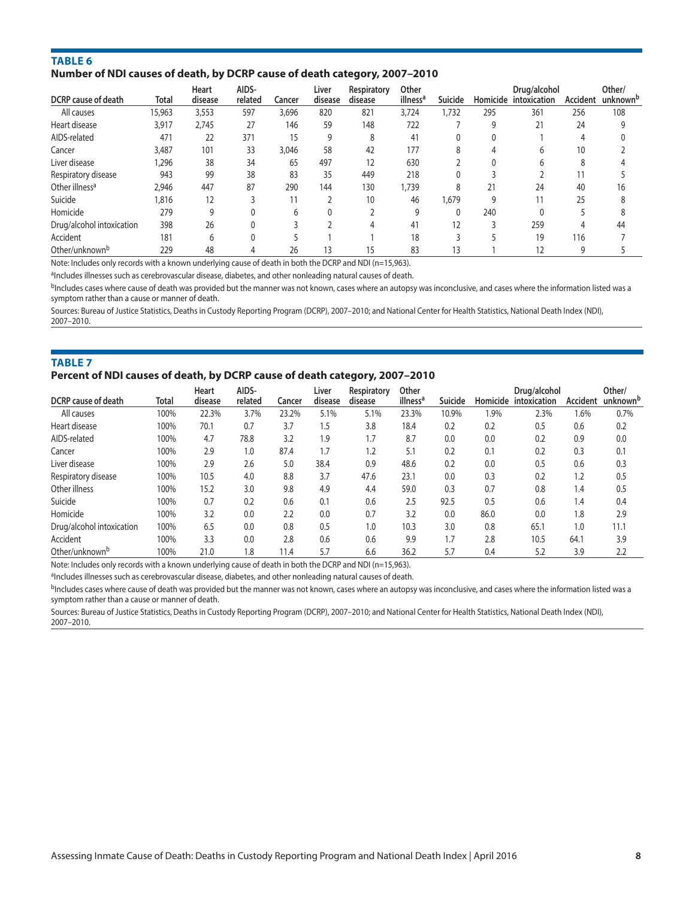**TABLE 6**

**Number of NDI causes of death, by DCRP cause of death category, 2007–2010**

| DCRP cause of death | Total | Heart disease | AIDS-related | Cancer | Liver disease | Respiratory disease | Other illness[a] | Suicide | Homicide | Drug/alcohol intoxication | Accident | Other/unknown[b] |
|---|---|---|---|---|---|---|---|---|---|---|---|---|
| All causes | 15,963 | 3,553 | 597 | 3,696 | 820 | 821 | 3,724 | 1,732 | 295 | 361 | 256 | 108 |
| Heart disease | 3,917 | 2,745 | 27 | 146 | 59 | 148 | 722 | 7 | 9 | 21 | 24 | 9 |
| AIDS-related | 471 | 22 | 371 | 15 | 9 | 8 | 41 | 0 | 0 | 1 | 4 | 0 |
| Cancer | 3,487 | 101 | 33 | 3,046 | 58 | 42 | 177 | 8 | 4 | 6 | 10 | 2 |
| Liver disease | 1,296 | 38 | 34 | 65 | 497 | 12 | 630 | 2 | 0 | 6 | 8 | 4 |
| Respiratory disease | 943 | 99 | 38 | 83 | 35 | 449 | 218 | 0 | 3 | 2 | 11 | 5 |
| Other illness[a] | 2,946 | 447 | 87 | 290 | 144 | 130 | 1,739 | 8 | 21 | 24 | 40 | 16 |
| Suicide | 1,816 | 12 | 3 | 11 | 2 | 10 | 46 | 1,679 | 9 | 11 | 25 | 8 |
| Homicide | 279 | 9 | 0 | 6 | 0 | 2 | 9 | 0 | 240 | 0 | 5 | 8 |
| Drug/alcohol intoxication | 398 | 26 | 0 | 3 | 2 | 4 | 41 | 12 | 3 | 259 | 4 | 44 |
| Accident | 181 | 6 | 0 | 5 | 1 | 1 | 18 | 3 | 5 | 19 | 116 | 7 |
| Other/unknown[b] | 229 | 48 | 4 | 26 | 13 | 15 | 83 | 13 | 1 | 12 | 9 | 5 |

Note: Includes only records with a known underlying cause of death in both the DCRP and NDI (n=15,963).

[a]Includes illnesses such as cerebrovascular disease, diabetes, and other nonleading natural causes of death.

[b]Includes cases where cause of death was provided but the manner was not known, cases where an autopsy was inconclusive, and cases where the information listed was a symptom rather than a cause or manner of death.

Sources: Bureau of Justice Statistics, Deaths in Custody Reporting Program (DCRP), 2007–2010; and National Center for Health Statistics, National Death Index (NDI), 2007–2010.

**TABLE 7**

**Percent of NDI causes of death, by DCRP cause of death category, 2007–2010**

| DCRP cause of death | Total | Heart disease | AIDS-related | Cancer | Liver disease | Respiratory disease | Other illness[a] | Suicide | Homicide | Drug/alcohol intoxication | Accident | Other/unknown[b] |
|---|---|---|---|---|---|---|---|---|---|---|---|---|
| All causes | 100% | 22.3% | 3.7% | 23.2% | 5.1% | 5.1% | 23.3% | 10.9% | 1.9% | 2.3% | 1.6% | 0.7% |
| Heart disease | 100% | 70.1 | 0.7 | 3.7 | 1.5 | 3.8 | 18.4 | 0.2 | 0.2 | 0.5 | 0.6 | 0.2 |
| AIDS-related | 100% | 4.7 | 78.8 | 3.2 | 1.9 | 1.7 | 8.7 | 0.0 | 0.0 | 0.2 | 0.9 | 0.0 |
| Cancer | 100% | 2.9 | 1.0 | 87.4 | 1.7 | 1.2 | 5.1 | 0.2 | 0.1 | 0.2 | 0.3 | 0.1 |
| Liver disease | 100% | 2.9 | 2.6 | 5.0 | 38.4 | 0.9 | 48.6 | 0.2 | 0.0 | 0.5 | 0.6 | 0.3 |
| Respiratory disease | 100% | 10.5 | 4.0 | 8.8 | 3.7 | 47.6 | 23.1 | 0.0 | 0.3 | 0.2 | 1.2 | 0.5 |
| Other illness | 100% | 15.2 | 3.0 | 9.8 | 4.9 | 4.4 | 59.0 | 0.3 | 0.7 | 0.8 | 1.4 | 0.5 |
| Suicide | 100% | 0.7 | 0.2 | 0.6 | 0.1 | 0.6 | 2.5 | 92.5 | 0.5 | 0.6 | 1.4 | 0.4 |
| Homicide | 100% | 3.2 | 0.0 | 2.2 | 0.0 | 0.7 | 3.2 | 0.0 | 86.0 | 0.0 | 1.8 | 2.9 |
| Drug/alcohol intoxication | 100% | 6.5 | 0.0 | 0.8 | 0.5 | 1.0 | 10.3 | 3.0 | 0.8 | 65.1 | 1.0 | 11.1 |
| Accident | 100% | 3.3 | 0.0 | 2.8 | 0.6 | 0.6 | 9.9 | 1.7 | 2.8 | 10.5 | 64.1 | 3.9 |
| Other/unknown[b] | 100% | 21.0 | 1.8 | 11.4 | 5.7 | 6.6 | 36.2 | 5.7 | 0.4 | 5.2 | 3.9 | 2.2 |

Note: Includes only records with a known underlying cause of death in both the DCRP and NDI (n=15,963).

[a]Includes illnesses such as cerebrovascular disease, diabetes, and other nonleading natural causes of death.

[b]Includes cases where cause of death was provided but the manner was not known, cases where an autopsy was inconclusive, and cases where the information listed was a symptom rather than a cause or manner of death.

Sources: Bureau of Justice Statistics, Deaths in Custody Reporting Program (DCRP), 2007–2010; and National Center for Health Statistics, National Death Index (NDI), 2007–2010.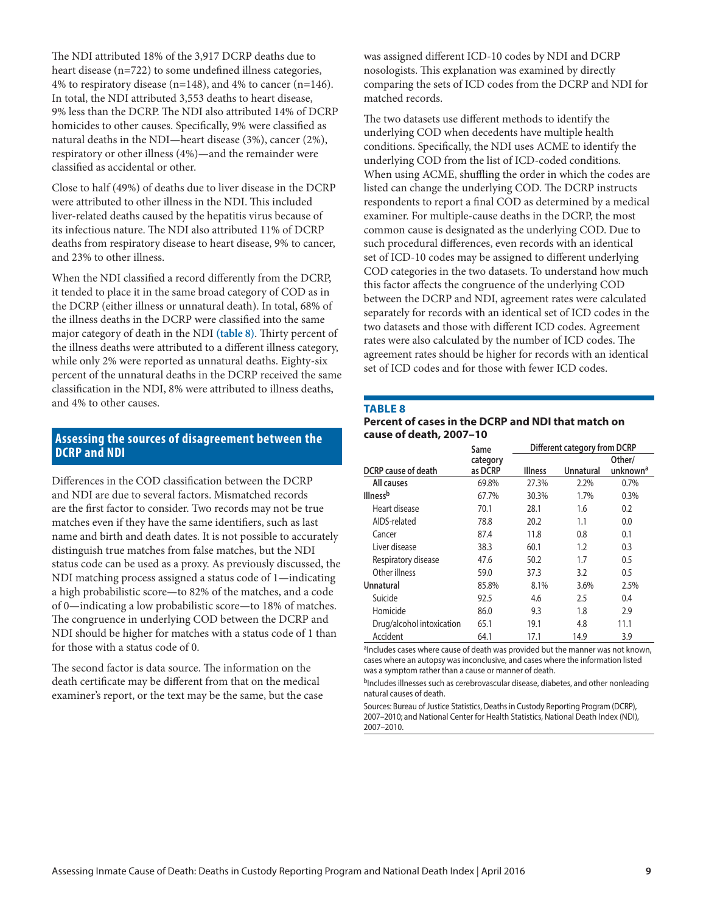The NDI attributed 18% of the 3,917 DCRP deaths due to heart disease (n=722) to some undefined illness categories, 4% to respiratory disease (n=148), and 4% to cancer (n=146). In total, the NDI attributed 3,553 deaths to heart disease, 9% less than the DCRP. The NDI also attributed 14% of DCRP homicides to other causes. Specifically, 9% were classified as natural deaths in the NDI—heart disease (3%), cancer (2%), respiratory or other illness (4%)—and the remainder were classified as accidental or other.

Close to half (49%) of deaths due to liver disease in the DCRP were attributed to other illness in the NDI. This included liver-related deaths caused by the hepatitis virus because of its infectious nature. The NDI also attributed 11% of DCRP deaths from respiratory disease to heart disease, 9% to cancer, and 23% to other illness.

When the NDI classified a record differently from the DCRP, it tended to place it in the same broad category of COD as in the DCRP (either illness or unnatural death). In total, 68% of the illness deaths in the DCRP were classified into the same major category of death in the NDI (table 8). Thirty percent of the illness deaths were attributed to a different illness category, while only 2% were reported as unnatural deaths. Eighty-six percent of the unnatural deaths in the DCRP received the same classification in the NDI, 8% were attributed to illness deaths, and 4% to other causes.

## Assessing the sources of disagreement between the DCRP and NDI

Differences in the COD classification between the DCRP and NDI are due to several factors. Mismatched records are the first factor to consider. Two records may not be true matches even if they have the same identifiers, such as last name and birth and death dates. It is not possible to accurately distinguish true matches from false matches, but the NDI status code can be used as a proxy. As previously discussed, the NDI matching process assigned a status code of 1—indicating a high probabilistic score—to 82% of the matches, and a code of 0—indicating a low probabilistic score—to 18% of matches. The congruence in underlying COD between the DCRP and NDI should be higher for matches with a status code of 1 than for those with a status code of 0.

The second factor is data source. The information on the death certificate may be different from that on the medical examiner's report, or the text may be the same, but the case was assigned different ICD-10 codes by NDI and DCRP nosologists. This explanation was examined by directly comparing the sets of ICD codes from the DCRP and NDI for matched records.

The two datasets use different methods to identify the underlying COD when decedents have multiple health conditions. Specifically, the NDI uses ACME to identify the underlying COD from the list of ICD-coded conditions. When using ACME, shuffling the order in which the codes are listed can change the underlying COD. The DCRP instructs respondents to report a final COD as determined by a medical examiner. For multiple-cause deaths in the DCRP, the most common cause is designated as the underlying COD. Due to such procedural differences, even records with an identical set of ICD-10 codes may be assigned to different underlying COD categories in the two datasets. To understand how much this factor affects the congruence of the underlying COD between the DCRP and NDI, agreement rates were calculated separately for records with an identical set of ICD codes in the two datasets and those with different ICD codes. Agreement rates were also calculated by the number of ICD codes. The agreement rates should be higher for records with an identical set of ICD codes and for those with fewer ICD codes.

**TABLE 8**
**Percent of cases in the DCRP and NDI that match on cause of death, 2007–10**

| DCRP cause of death | Same category as DCRP | Different category from DCRP | | |
|---|---|---|---|---|
| | | Illness | Unnatural | Other/ unknown[a] |
| **All causes** | 69.8% | 27.3% | 2.2% | 0.7% |
| **Illness[b]** | 67.7% | 30.3% | 1.7% | 0.3% |
| Heart disease | 70.1 | 28.1 | 1.6 | 0.2 |
| AIDS-related | 78.8 | 20.2 | 1.1 | 0.0 |
| Cancer | 87.4 | 11.8 | 0.8 | 0.1 |
| Liver disease | 38.3 | 60.1 | 1.2 | 0.3 |
| Respiratory disease | 47.6 | 50.2 | 1.7 | 0.5 |
| Other illness | 59.0 | 37.3 | 3.2 | 0.5 |
| **Unnatural** | 85.8% | 8.1% | 3.6% | 2.5% |
| Suicide | 92.5 | 4.6 | 2.5 | 0.4 |
| Homicide | 86.0 | 9.3 | 1.8 | 2.9 |
| Drug/alcohol intoxication | 65.1 | 19.1 | 4.8 | 11.1 |
| Accident | 64.1 | 17.1 | 14.9 | 3.9 |

[a]Includes cases where cause of death was provided but the manner was not known, cases where an autopsy was inconclusive, and cases where the information listed was a symptom rather than a cause or manner of death.

[b]Includes illnesses such as cerebrovascular disease, diabetes, and other nonleading natural causes of death.

Sources: Bureau of Justice Statistics, Deaths in Custody Reporting Program (DCRP), 2007–2010; and National Center for Health Statistics, National Death Index (NDI), 2007–2010.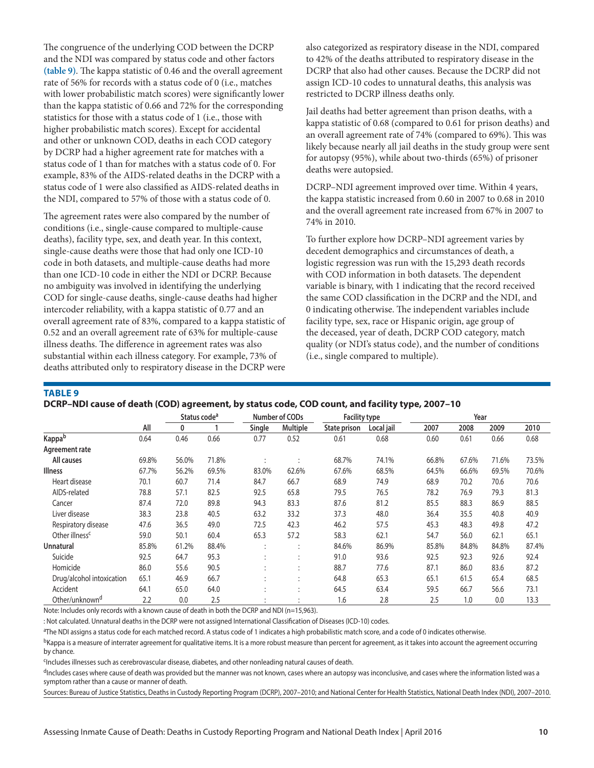The congruence of the underlying COD between the DCRP and the NDI was compared by status code and other factors **(table 9)**. The kappa statistic of 0.46 and the overall agreement rate of 56% for records with a status code of 0 (i.e., matches with lower probabilistic match scores) were significantly lower than the kappa statistic of 0.66 and 72% for the corresponding statistics for those with a status code of 1 (i.e., those with higher probabilistic match scores). Except for accidental and other or unknown COD, deaths in each COD category by DCRP had a higher agreement rate for matches with a status code of 1 than for matches with a status code of 0. For example, 83% of the AIDS-related deaths in the DCRP with a status code of 1 were also classified as AIDS-related deaths in the NDI, compared to 57% of those with a status code of 0.

The agreement rates were also compared by the number of conditions (i.e., single-cause compared to multiple-cause deaths), facility type, sex, and death year. In this context, single-cause deaths were those that had only one ICD-10 code in both datasets, and multiple-cause deaths had more than one ICD-10 code in either the NDI or DCRP. Because no ambiguity was involved in identifying the underlying COD for single-cause deaths, single-cause deaths had higher intercoder reliability, with a kappa statistic of 0.77 and an overall agreement rate of 83%, compared to a kappa statistic of 0.52 and an overall agreement rate of 63% for multiple-cause illness deaths. The difference in agreement rates was also substantial within each illness category. For example, 73% of deaths attributed only to respiratory disease in the DCRP were also categorized as respiratory disease in the NDI, compared to 42% of the deaths attributed to respiratory disease in the DCRP that also had other causes. Because the DCRP did not assign ICD-10 codes to unnatural deaths, this analysis was restricted to DCRP illness deaths only.

Jail deaths had better agreement than prison deaths, with a kappa statistic of 0.68 (compared to 0.61 for prison deaths) and an overall agreement rate of 74% (compared to 69%). This was likely because nearly all jail deaths in the study group were sent for autopsy (95%), while about two-thirds (65%) of prisoner deaths were autopsied.

DCRP–NDI agreement improved over time. Within 4 years, the kappa statistic increased from 0.60 in 2007 to 0.68 in 2010 and the overall agreement rate increased from 67% in 2007 to 74% in 2010.

To further explore how DCRP–NDI agreement varies by decedent demographics and circumstances of death, a logistic regression was run with the 15,293 death records with COD information in both datasets. The dependent variable is binary, with 1 indicating that the record received the same COD classification in the DCRP and the NDI, and 0 indicating otherwise. The independent variables include facility type, sex, race or Hispanic origin, age group of the deceased, year of death, DCRP COD category, match quality (or NDI's status code), and the number of conditions (i.e., single compared to multiple).

**TABLE 9**
**DCRP–NDI cause of death (COD) agreement, by status code, COD count, and facility type, 2007–10**

| | All | Status code[a] | | Number of CODs | | Facility type | | Year | | | |
|---|---|---|---|---|---|---|---|---|---|---|---|
| | | 0 | 1 | Single | Multiple | State prison | Local jail | 2007 | 2008 | 2009 | 2010 |
| **Kappa[b]** | 0.64 | 0.46 | 0.66 | 0.77 | 0.52 | 0.61 | 0.68 | 0.60 | 0.61 | 0.66 | 0.68 |
| **Agreement rate** | | | | | | | | | | | |
| **All causes** | 69.8% | 56.0% | 71.8% | : | : | 68.7% | 74.1% | 66.8% | 67.6% | 71.6% | 73.5% |
| **Illness** | 67.7% | 56.2% | 69.5% | 83.0% | 62.6% | 67.6% | 68.5% | 64.5% | 66.6% | 69.5% | 70.6% |
| Heart disease | 70.1 | 60.7 | 71.4 | 84.7 | 66.7 | 68.9 | 74.9 | 68.9 | 70.2 | 70.6 | 70.6 |
| AIDS-related | 78.8 | 57.1 | 82.5 | 92.5 | 65.8 | 79.5 | 76.5 | 78.2 | 76.9 | 79.3 | 81.3 |
| Cancer | 87.4 | 72.0 | 89.8 | 94.3 | 83.3 | 87.6 | 81.2 | 85.5 | 88.3 | 86.9 | 88.5 |
| Liver disease | 38.3 | 23.8 | 40.5 | 63.2 | 33.2 | 37.3 | 48.0 | 36.4 | 35.5 | 40.8 | 40.9 |
| Respiratory disease | 47.6 | 36.5 | 49.0 | 72.5 | 42.3 | 46.2 | 57.5 | 45.3 | 48.3 | 49.8 | 47.2 |
| Other illness[c] | 59.0 | 50.1 | 60.4 | 65.3 | 57.2 | 58.3 | 62.1 | 54.7 | 56.0 | 62.1 | 65.1 |
| **Unnatural** | 85.8% | 61.2% | 88.4% | : | : | 84.6% | 86.9% | 85.8% | 84.8% | 84.8% | 87.4% |
| Suicide | 92.5 | 64.7 | 95.3 | : | : | 91.0 | 93.6 | 92.5 | 92.3 | 92.6 | 92.4 |
| Homicide | 86.0 | 55.6 | 90.5 | : | : | 88.7 | 77.6 | 87.1 | 86.0 | 83.6 | 87.2 |
| Drug/alcohol intoxication | 65.1 | 46.9 | 66.7 | : | : | 64.8 | 65.3 | 65.1 | 61.5 | 65.4 | 68.5 |
| Accident | 64.1 | 65.0 | 64.0 | : | : | 64.5 | 63.4 | 59.5 | 66.7 | 56.6 | 73.1 |
| Other/unknown[d] | 2.2 | 0.0 | 2.5 | : | : | 1.6 | 2.8 | 2.5 | 1.0 | 0.0 | 13.3 |

Note: Includes only records with a known cause of death in both the DCRP and NDI (n=15,963).

: Not calculated. Unnatural deaths in the DCRP were not assigned International Classification of Diseases (ICD-10) codes.

[a]The NDI assigns a status code for each matched record. A status code of 1 indicates a high probabilistic match score, and a code of 0 indicates otherwise.

[b]Kappa is a measure of interrater agreement for qualitative items. It is a more robust measure than percent for agreement, as it takes into account the agreement occurring by chance.

[c]Includes illnesses such as cerebrovascular disease, diabetes, and other nonleading natural causes of death.

[d]Includes cases where cause of death was provided but the manner was not known, cases where an autopsy was inconclusive, and cases where the information listed was a symptom rather than a cause or manner of death.

Sources: Bureau of Justice Statistics, Deaths in Custody Reporting Program (DCRP), 2007–2010; and National Center for Health Statistics, National Death Index (NDI), 2007–2010.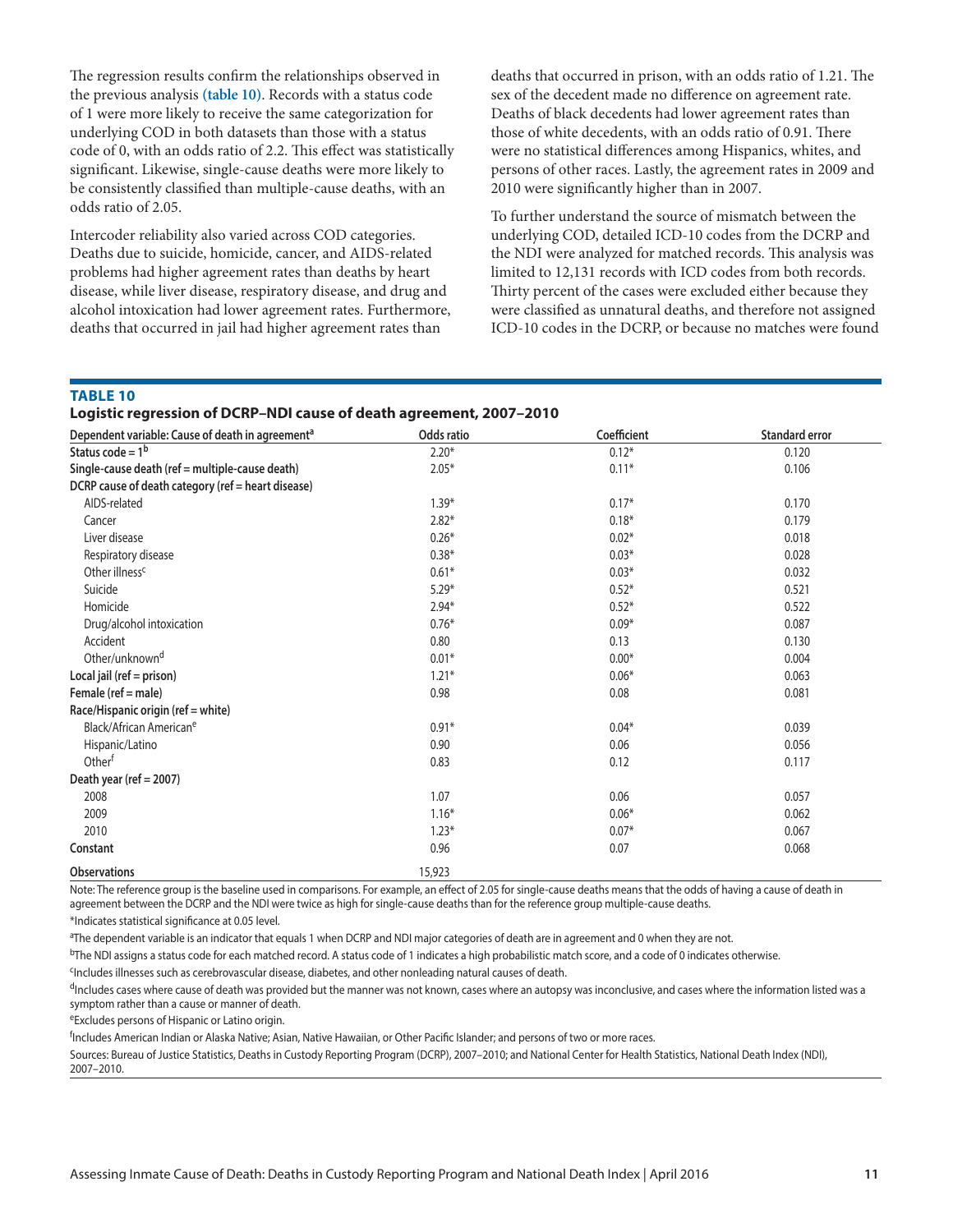The regression results confirm the relationships observed in the previous analysis **(table 10)**. Records with a status code of 1 were more likely to receive the same categorization for underlying COD in both datasets than those with a status code of 0, with an odds ratio of 2.2. This effect was statistically significant. Likewise, single-cause deaths were more likely to be consistently classified than multiple-cause deaths, with an odds ratio of 2.05.

Intercoder reliability also varied across COD categories. Deaths due to suicide, homicide, cancer, and AIDS-related problems had higher agreement rates than deaths by heart disease, while liver disease, respiratory disease, and drug and alcohol intoxication had lower agreement rates. Furthermore, deaths that occurred in jail had higher agreement rates than deaths that occurred in prison, with an odds ratio of 1.21. The sex of the decedent made no difference on agreement rate. Deaths of black decedents had lower agreement rates than those of white decedents, with an odds ratio of 0.91. There were no statistical differences among Hispanics, whites, and persons of other races. Lastly, the agreement rates in 2009 and 2010 were significantly higher than in 2007.

To further understand the source of mismatch between the underlying COD, detailed ICD-10 codes from the DCRP and the NDI were analyzed for matched records. This analysis was limited to 12,131 records with ICD codes from both records. Thirty percent of the cases were excluded either because they were classified as unnatural deaths, and therefore not assigned ICD-10 codes in the DCRP, or because no matches were found

**TABLE 10**

**Logistic regression of DCRP–NDI cause of death agreement, 2007–2010**

| Dependent variable: Cause of death in agreement[a] | Odds ratio | Coefficient | Standard error |
|---|---|---|---|
| **Status code = 1[b]** | 2.20* | 0.12* | 0.120 |
| **Single-cause death (ref = multiple-cause death)** | 2.05* | 0.11* | 0.106 |
| **DCRP cause of death category (ref = heart disease)** | | | |
| AIDS-related | 1.39* | 0.17* | 0.170 |
| Cancer | 2.82* | 0.18* | 0.179 |
| Liver disease | 0.26* | 0.02* | 0.018 |
| Respiratory disease | 0.38* | 0.03* | 0.028 |
| Other illness[c] | 0.61* | 0.03* | 0.032 |
| Suicide | 5.29* | 0.52* | 0.521 |
| Homicide | 2.94* | 0.52* | 0.522 |
| Drug/alcohol intoxication | 0.76* | 0.09* | 0.087 |
| Accident | 0.80 | 0.13 | 0.130 |
| Other/unknown[d] | 0.01* | 0.00* | 0.004 |
| **Local jail (ref = prison)** | 1.21* | 0.06* | 0.063 |
| **Female (ref = male)** | 0.98 | 0.08 | 0.081 |
| **Race/Hispanic origin (ref = white)** | | | |
| Black/African American[e] | 0.91* | 0.04* | 0.039 |
| Hispanic/Latino | 0.90 | 0.06 | 0.056 |
| Other[f] | 0.83 | 0.12 | 0.117 |
| **Death year (ref = 2007)** | | | |
| 2008 | 1.07 | 0.06 | 0.057 |
| 2009 | 1.16* | 0.06* | 0.062 |
| 2010 | 1.23* | 0.07* | 0.067 |
| **Constant** | 0.96 | 0.07 | 0.068 |
| **Observations** | 15,923 | | |

Note: The reference group is the baseline used in comparisons. For example, an effect of 2.05 for single-cause deaths means that the odds of having a cause of death in agreement between the DCRP and the NDI were twice as high for single-cause deaths than for the reference group multiple-cause deaths.

*Indicates statistical significance at 0.05 level.

[a]The dependent variable is an indicator that equals 1 when DCRP and NDI major categories of death are in agreement and 0 when they are not.

[b]The NDI assigns a status code for each matched record. A status code of 1 indicates a high probabilistic match score, and a code of 0 indicates otherwise.

[c]Includes illnesses such as cerebrovascular disease, diabetes, and other nonleading natural causes of death.

[d]Includes cases where cause of death was provided but the manner was not known, cases where an autopsy was inconclusive, and cases where the information listed was a symptom rather than a cause or manner of death.

[e]Excludes persons of Hispanic or Latino origin.

[f]Includes American Indian or Alaska Native; Asian, Native Hawaiian, or Other Pacific Islander; and persons of two or more races.

Sources: Bureau of Justice Statistics, Deaths in Custody Reporting Program (DCRP), 2007–2010; and National Center for Health Statistics, National Death Index (NDI), 2007–2010.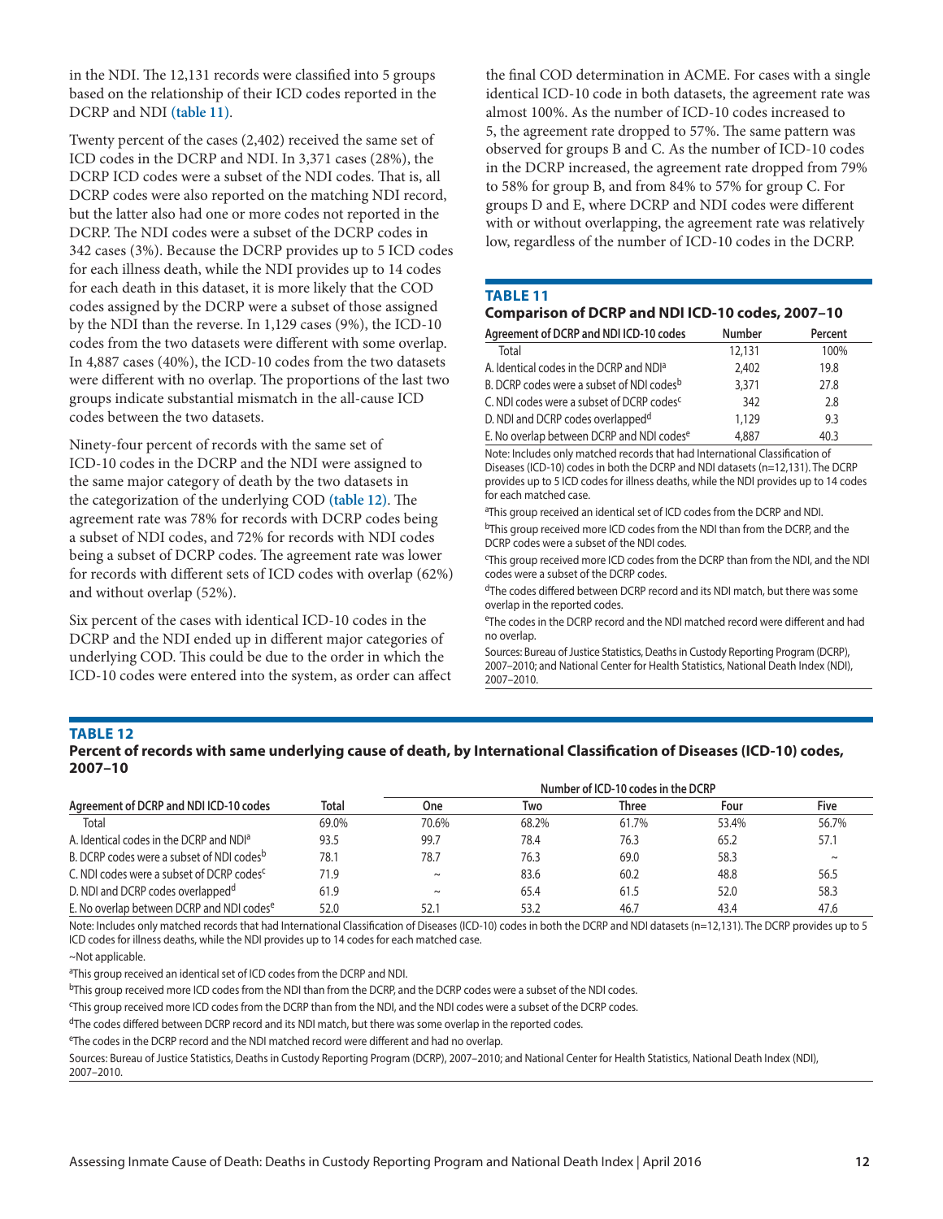in the NDI. The 12,131 records were classified into 5 groups based on the relationship of their ICD codes reported in the DCRP and NDI **(table 11)**.

Twenty percent of the cases (2,402) received the same set of ICD codes in the DCRP and NDI. In 3,371 cases (28%), the DCRP ICD codes were a subset of the NDI codes. That is, all DCRP codes were also reported on the matching NDI record, but the latter also had one or more codes not reported in the DCRP. The NDI codes were a subset of the DCRP codes in 342 cases (3%). Because the DCRP provides up to 5 ICD codes for each illness death, while the NDI provides up to 14 codes for each death in this dataset, it is more likely that the COD codes assigned by the DCRP were a subset of those assigned by the NDI than the reverse. In 1,129 cases (9%), the ICD-10 codes from the two datasets were different with some overlap. In 4,887 cases (40%), the ICD-10 codes from the two datasets were different with no overlap. The proportions of the last two groups indicate substantial mismatch in the all-cause ICD codes between the two datasets.

Ninety-four percent of records with the same set of ICD-10 codes in the DCRP and the NDI were assigned to the same major category of death by the two datasets in the categorization of the underlying COD **(table 12)**. The agreement rate was 78% for records with DCRP codes being a subset of NDI codes, and 72% for records with NDI codes being a subset of DCRP codes. The agreement rate was lower for records with different sets of ICD codes with overlap (62%) and without overlap (52%).

Six percent of the cases with identical ICD-10 codes in the DCRP and the NDI ended up in different major categories of underlying COD. This could be due to the order in which the ICD-10 codes were entered into the system, as order can affect the final COD determination in ACME. For cases with a single identical ICD-10 code in both datasets, the agreement rate was almost 100%. As the number of ICD-10 codes increased to 5, the agreement rate dropped to 57%. The same pattern was observed for groups B and C. As the number of ICD-10 codes in the DCRP increased, the agreement rate dropped from 79% to 58% for group B, and from 84% to 57% for group C. For groups D and E, where DCRP and NDI codes were different with or without overlapping, the agreement rate was relatively low, regardless of the number of ICD-10 codes in the DCRP.

**TABLE 11**
**Comparison of DCRP and NDI ICD-10 codes, 2007–10**

| Agreement of DCRP and NDI ICD-10 codes | Number | Percent |
|---|---|---|
| Total | 12,131 | 100% |
| A. Identical codes in the DCRP and NDI[a] | 2,402 | 19.8 |
| B. DCRP codes were a subset of NDI codes[b] | 3,371 | 27.8 |
| C. NDI codes were a subset of DCRP codes[c] | 342 | 2.8 |
| D. NDI and DCRP codes overlapped[d] | 1,129 | 9.3 |
| E. No overlap between DCRP and NDI codes[e] | 4,887 | 40.3 |

Note: Includes only matched records that had International Classification of Diseases (ICD-10) codes in both the DCRP and NDI datasets (n=12,131). The DCRP provides up to 5 ICD codes for illness deaths, while the NDI provides up to 14 codes for each matched case.

[a]This group received an identical set of ICD codes from the DCRP and NDI.

[b]This group received more ICD codes from the NDI than from the DCRP, and the DCRP codes were a subset of the NDI codes.

[c]This group received more ICD codes from the DCRP than from the NDI, and the NDI codes were a subset of the DCRP codes.

[d]The codes differed between DCRP record and its NDI match, but there was some overlap in the reported codes.

[e]The codes in the DCRP record and the NDI matched record were different and had no overlap.

Sources: Bureau of Justice Statistics, Deaths in Custody Reporting Program (DCRP), 2007–2010; and National Center for Health Statistics, National Death Index (NDI), 2007–2010.

**TABLE 12**
**Percent of records with same underlying cause of death, by International Classification of Diseases (ICD-10) codes, 2007–10**

| | | Number of ICD-10 codes in the DCRP | | | | |
|---|---|---|---|---|---|---|
| Agreement of DCRP and NDI ICD-10 codes | Total | One | Two | Three | Four | Five |
| Total | 69.0% | 70.6% | 68.2% | 61.7% | 53.4% | 56.7% |
| A. Identical codes in the DCRP and NDI[a] | 93.5 | 99.7 | 78.4 | 76.3 | 65.2 | 57.1 |
| B. DCRP codes were a subset of NDI codes[b] | 78.1 | 78.7 | 76.3 | 69.0 | 58.3 | ~ |
| C. NDI codes were a subset of DCRP codes[c] | 71.9 | ~ | 83.6 | 60.2 | 48.8 | 56.5 |
| D. NDI and DCRP codes overlapped[d] | 61.9 | ~ | 65.4 | 61.5 | 52.0 | 58.3 |
| E. No overlap between DCRP and NDI codes[e] | 52.0 | 52.1 | 53.2 | 46.7 | 43.4 | 47.6 |

Note: Includes only matched records that had International Classification of Diseases (ICD-10) codes in both the DCRP and NDI datasets (n=12,131). The DCRP provides up to 5 ICD codes for illness deaths, while the NDI provides up to 14 codes for each matched case.

~Not applicable.

[a]This group received an identical set of ICD codes from the DCRP and NDI.

[b]This group received more ICD codes from the NDI than from the DCRP, and the DCRP codes were a subset of the NDI codes.

[c]This group received more ICD codes from the DCRP than from the NDI, and the NDI codes were a subset of the DCRP codes.

[d]The codes differed between DCRP record and its NDI match, but there was some overlap in the reported codes.

[e]The codes in the DCRP record and the NDI matched record were different and had no overlap.

Sources: Bureau of Justice Statistics, Deaths in Custody Reporting Program (DCRP), 2007–2010; and National Center for Health Statistics, National Death Index (NDI), 2007–2010.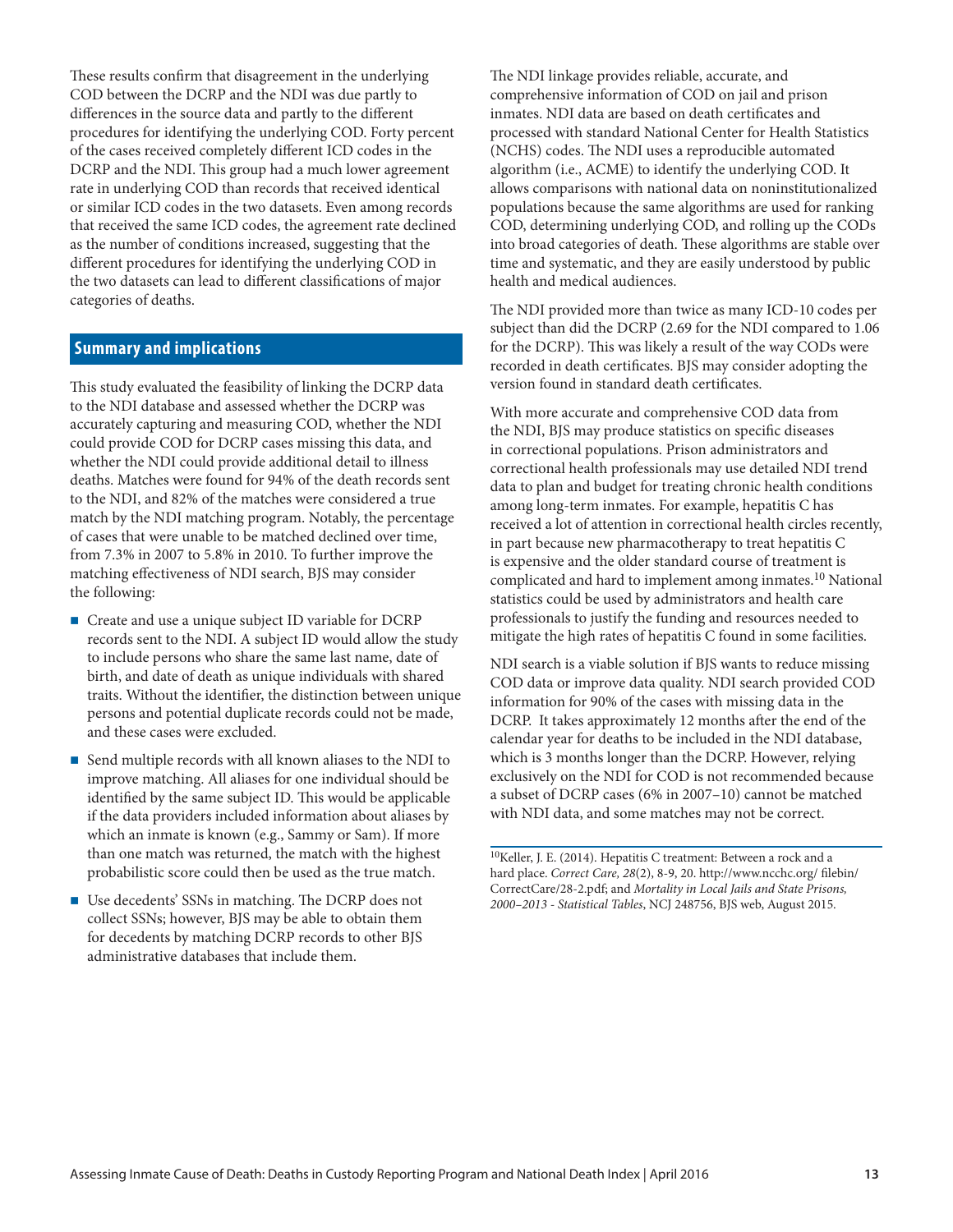These results confirm that disagreement in the underlying COD between the DCRP and the NDI was due partly to differences in the source data and partly to the different procedures for identifying the underlying COD. Forty percent of the cases received completely different ICD codes in the DCRP and the NDI. This group had a much lower agreement rate in underlying COD than records that received identical or similar ICD codes in the two datasets. Even among records that received the same ICD codes, the agreement rate declined as the number of conditions increased, suggesting that the different procedures for identifying the underlying COD in the two datasets can lead to different classifications of major categories of deaths.

## Summary and implications

This study evaluated the feasibility of linking the DCRP data to the NDI database and assessed whether the DCRP was accurately capturing and measuring COD, whether the NDI could provide COD for DCRP cases missing this data, and whether the NDI could provide additional detail to illness deaths. Matches were found for 94% of the death records sent to the NDI, and 82% of the matches were considered a true match by the NDI matching program. Notably, the percentage of cases that were unable to be matched declined over time, from 7.3% in 2007 to 5.8% in 2010. To further improve the matching effectiveness of NDI search, BJS may consider the following:

- Create and use a unique subject ID variable for DCRP records sent to the NDI. A subject ID would allow the study to include persons who share the same last name, date of birth, and date of death as unique individuals with shared traits. Without the identifier, the distinction between unique persons and potential duplicate records could not be made, and these cases were excluded.
- Send multiple records with all known aliases to the NDI to improve matching. All aliases for one individual should be identified by the same subject ID. This would be applicable if the data providers included information about aliases by which an inmate is known (e.g., Sammy or Sam). If more than one match was returned, the match with the highest probabilistic score could then be used as the true match.
- Use decedents' SSNs in matching. The DCRP does not collect SSNs; however, BJS may be able to obtain them for decedents by matching DCRP records to other BJS administrative databases that include them.

The NDI linkage provides reliable, accurate, and comprehensive information of COD on jail and prison inmates. NDI data are based on death certificates and processed with standard National Center for Health Statistics (NCHS) codes. The NDI uses a reproducible automated algorithm (i.e., ACME) to identify the underlying COD. It allows comparisons with national data on noninstitutionalized populations because the same algorithms are used for ranking COD, determining underlying COD, and rolling up the CODs into broad categories of death. These algorithms are stable over time and systematic, and they are easily understood by public health and medical audiences.

The NDI provided more than twice as many ICD-10 codes per subject than did the DCRP (2.69 for the NDI compared to 1.06 for the DCRP). This was likely a result of the way CODs were recorded in death certificates. BJS may consider adopting the version found in standard death certificates.

With more accurate and comprehensive COD data from the NDI, BJS may produce statistics on specific diseases in correctional populations. Prison administrators and correctional health professionals may use detailed NDI trend data to plan and budget for treating chronic health conditions among long-term inmates. For example, hepatitis C has received a lot of attention in correctional health circles recently, in part because new pharmacotherapy to treat hepatitis C is expensive and the older standard course of treatment is complicated and hard to implement among inmates.[10] National statistics could be used by administrators and health care professionals to justify the funding and resources needed to mitigate the high rates of hepatitis C found in some facilities.

NDI search is a viable solution if BJS wants to reduce missing COD data or improve data quality. NDI search provided COD information for 90% of the cases with missing data in the DCRP. It takes approximately 12 months after the end of the calendar year for deaths to be included in the NDI database, which is 3 months longer than the DCRP. However, relying exclusively on the NDI for COD is not recommended because a subset of DCRP cases (6% in 2007–10) cannot be matched with NDI data, and some matches may not be correct.

[10]Keller, J. E. (2014). Hepatitis C treatment: Between a rock and a hard place. *Correct Care, 28*(2), 8-9, 20. http://www.ncchc.org/ filebin/ CorrectCare/28-2.pdf; and *Mortality in Local Jails and State Prisons, 2000–2013 - Statistical Tables*, NCJ 248756, BJS web, August 2015.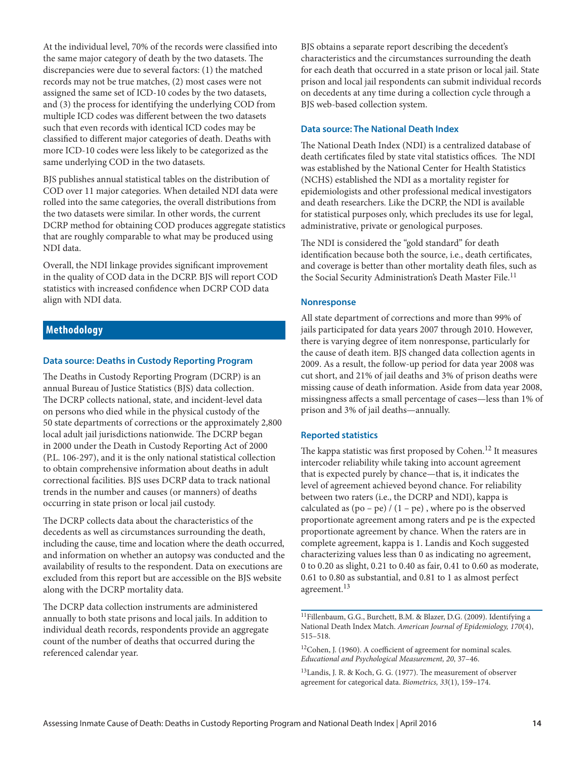At the individual level, 70% of the records were classified into the same major category of death by the two datasets. The discrepancies were due to several factors: (1) the matched records may not be true matches, (2) most cases were not assigned the same set of ICD-10 codes by the two datasets, and (3) the process for identifying the underlying COD from multiple ICD codes was different between the two datasets such that even records with identical ICD codes may be classified to different major categories of death. Deaths with more ICD-10 codes were less likely to be categorized as the same underlying COD in the two datasets.

BJS publishes annual statistical tables on the distribution of COD over 11 major categories. When detailed NDI data were rolled into the same categories, the overall distributions from the two datasets were similar. In other words, the current DCRP method for obtaining COD produces aggregate statistics that are roughly comparable to what may be produced using NDI data.

Overall, the NDI linkage provides significant improvement in the quality of COD data in the DCRP. BJS will report COD statistics with increased confidence when DCRP COD data align with NDI data.

## Methodology

### Data source: Deaths in Custody Reporting Program

The Deaths in Custody Reporting Program (DCRP) is an annual Bureau of Justice Statistics (BJS) data collection. The DCRP collects national, state, and incident-level data on persons who died while in the physical custody of the 50 state departments of corrections or the approximately 2,800 local adult jail jurisdictions nationwide. The DCRP began in 2000 under the Death in Custody Reporting Act of 2000 (P.L. 106-297), and it is the only national statistical collection to obtain comprehensive information about deaths in adult correctional facilities. BJS uses DCRP data to track national trends in the number and causes (or manners) of deaths occurring in state prison or local jail custody.

The DCRP collects data about the characteristics of the decedents as well as circumstances surrounding the death, including the cause, time and location where the death occurred, and information on whether an autopsy was conducted and the availability of results to the respondent. Data on executions are excluded from this report but are accessible on the BJS website along with the DCRP mortality data.

The DCRP data collection instruments are administered annually to both state prisons and local jails. In addition to individual death records, respondents provide an aggregate count of the number of deaths that occurred during the referenced calendar year.

BJS obtains a separate report describing the decedent's characteristics and the circumstances surrounding the death for each death that occurred in a state prison or local jail. State prison and local jail respondents can submit individual records on decedents at any time during a collection cycle through a BJS web-based collection system.

### Data source: The National Death Index

The National Death Index (NDI) is a centralized database of death certificates filed by state vital statistics offices. The NDI was established by the National Center for Health Statistics (NCHS) established the NDI as a mortality register for epidemiologists and other professional medical investigators and death researchers. Like the DCRP, the NDI is available for statistical purposes only, which precludes its use for legal, administrative, private or genological purposes.

The NDI is considered the "gold standard" for death identification because both the source, i.e., death certificates, and coverage is better than other mortality death files, such as the Social Security Administration's Death Master File.[11]

### Nonresponse

All state department of corrections and more than 99% of jails participated for data years 2007 through 2010. However, there is varying degree of item nonresponse, particularly for the cause of death item. BJS changed data collection agents in 2009. As a result, the follow-up period for data year 2008 was cut short, and 21% of jail deaths and 3% of prison deaths were missing cause of death information. Aside from data year 2008, missingness affects a small percentage of cases—less than 1% of prison and 3% of jail deaths—annually.

### Reported statistics

The kappa statistic was first proposed by Cohen.[12] It measures intercoder reliability while taking into account agreement that is expected purely by chance—that is, it indicates the level of agreement achieved beyond chance. For reliability between two raters (i.e., the DCRP and NDI), kappa is calculated as $(po - pe) / (1 - pe)$, where po is the observed proportionate agreement among raters and pe is the expected proportionate agreement by chance. When the raters are in complete agreement, kappa is 1. Landis and Koch suggested characterizing values less than 0 as indicating no agreement, 0 to 0.20 as slight, 0.21 to 0.40 as fair, 0.41 to 0.60 as moderate, 0.61 to 0.80 as substantial, and 0.81 to 1 as almost perfect agreement.[13]

---

[11]Fillenbaum, G.G., Burchett, B.M. & Blazer, D.G. (2009). Identifying a National Death Index Match. *American Journal of Epidemiology, 170*(4), 515–518.

[12]Cohen, J. (1960). A coefficient of agreement for nominal scales. *Educational and Psychological Measurement, 20,* 37–46.

[13]Landis, J. R. & Koch, G. G. (1977). The measurement of observer agreement for categorical data. *Biometrics, 33*(1), 159–174.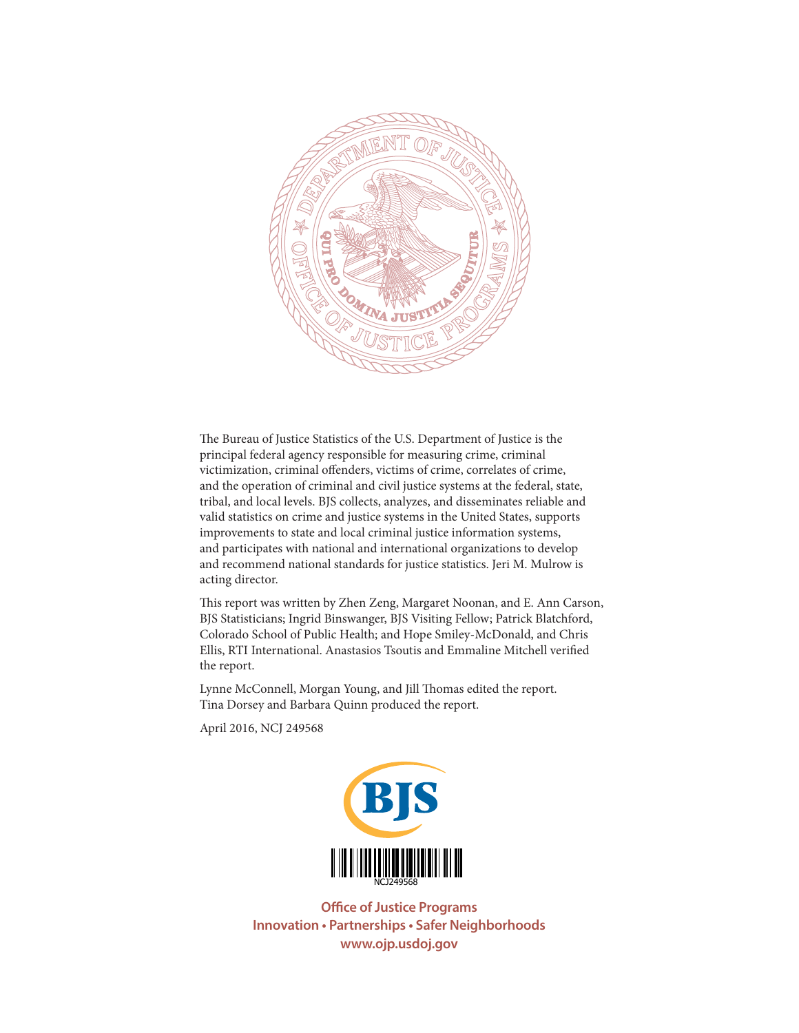The Bureau of Justice Statistics of the U.S. Department of Justice is the principal federal agency responsible for measuring crime, criminal victimization, criminal offenders, victims of crime, correlates of crime, and the operation of criminal and civil justice systems at the federal, state, tribal, and local levels. BJS collects, analyzes, and disseminates reliable and valid statistics on crime and justice systems in the United States, supports improvements to state and local criminal justice information systems, and participates with national and international organizations to develop and recommend national standards for justice statistics. Jeri M. Mulrow is acting director.

This report was written by Zhen Zeng, Margaret Noonan, and E. Ann Carson, BJS Statisticians; Ingrid Binswanger, BJS Visiting Fellow; Patrick Blatchford, Colorado School of Public Health; and Hope Smiley-McDonald, and Chris Ellis, RTI International. Anastasios Tsoutis and Emmaline Mitchell verified the report.

Lynne McConnell, Morgan Young, and Jill Thomas edited the report. Tina Dorsey and Barbara Quinn produced the report.

April 2016, NCJ 249568

NCJ249568

**Office of Justice Programs**
**Innovation • Partnerships • Safer Neighborhoods**
**www.ojp.usdoj.gov**